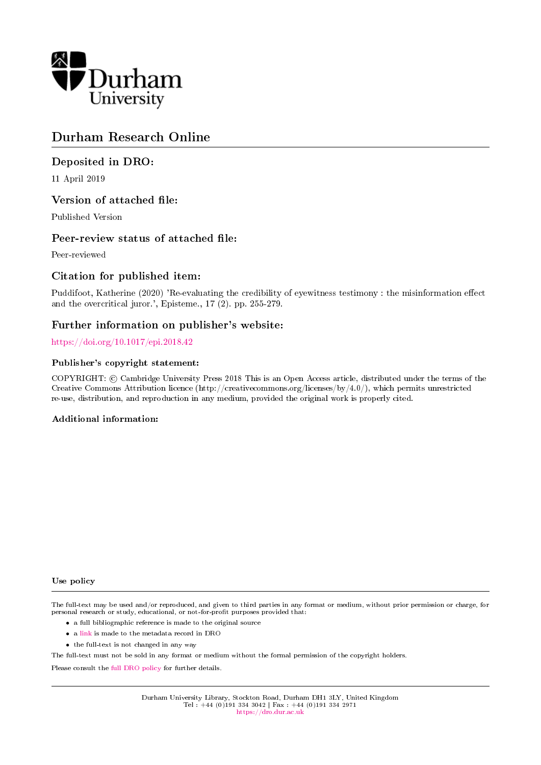Durham University

# Durham Research Online

## Deposited in DRO:

11 April 2019

## Version of attached file:

Published Version

## Peer-review status of attached file:

Peer-reviewed

## Citation for published item:

Puddifoot, Katherine (2020) 'Re-evaluating the credibility of eyewitness testimony : the misinformation effect and the overcritical juror.', Episteme., 17 (2). pp. 255-279.

## Further information on publisher's website:

https://doi.org/10.1017/epi.2018.42

### Publisher's copyright statement:

COPYRIGHT: © Cambridge University Press 2018 This is an Open Access article, distributed under the terms of the Creative Commons Attribution licence (http://creativecommons.org/licenses/by/4.0/), which permits unrestricted re-use, distribution, and reproduction in any medium, provided the original work is properly cited.

### Additional information:

#### Use policy

The full-text may be used and/or reproduced, and given to third parties in any format or medium, without prior permission or charge, for personal research or study, educational, or not-for-profit purposes provided that:

- a full bibliographic reference is made to the original source
- a link is made to the metadata record in DRO
- the full-text is not changed in any way

The full-text must not be sold in any format or medium without the formal permission of the copyright holders.

Please consult the full DRO policy for further details.

Durham University Library, Stockton Road, Durham DH1 3LY, United Kingdom
Tel : +44 (0)191 334 3042 | Fax : +44 (0)191 334 2971
https://dro.dur.ac.uk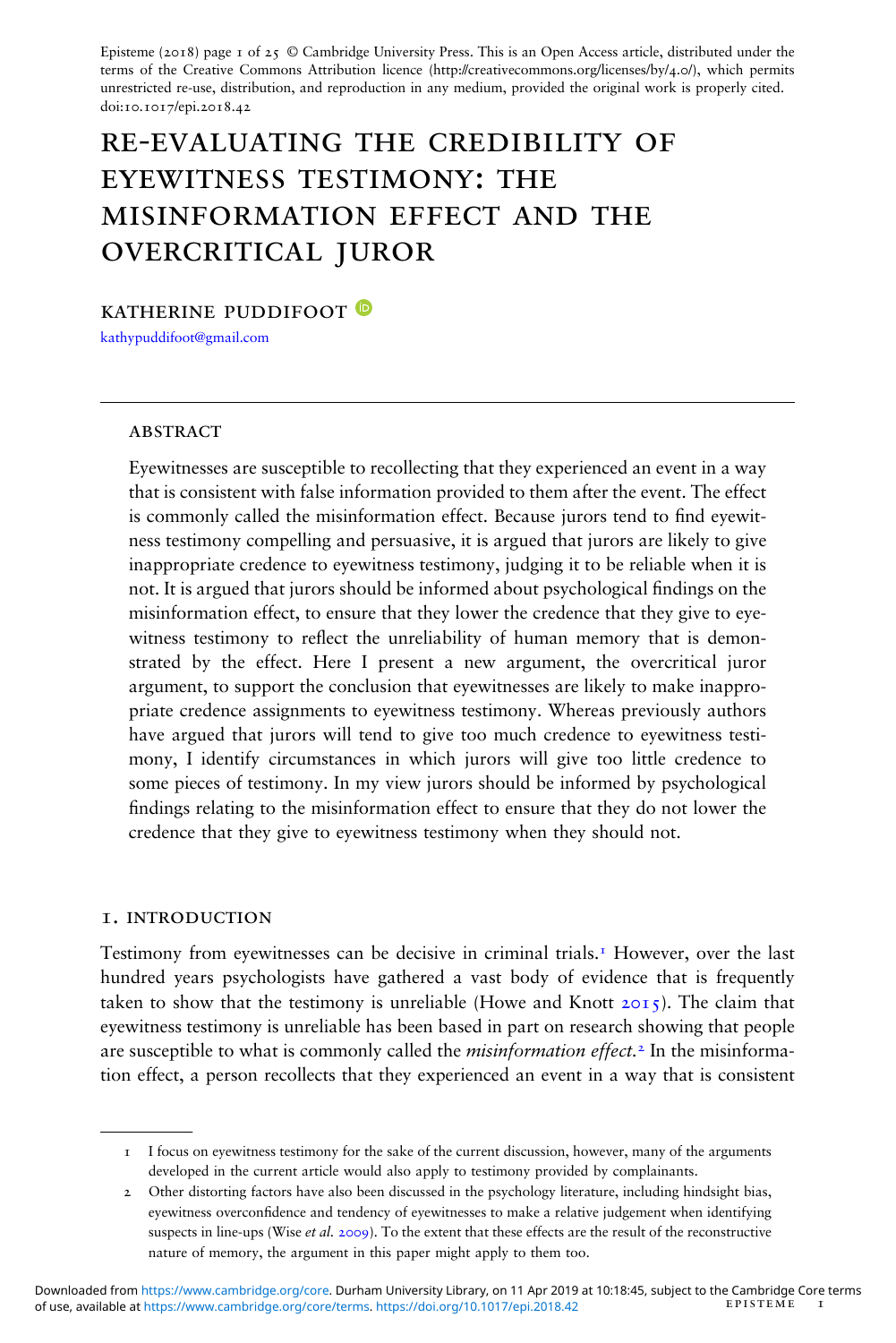Episteme (2018) page 1 of 25 © Cambridge University Press. This is an Open Access article, distributed under the terms of the Creative Commons Attribution licence (http://creativecommons.org/licenses/by/4.0/), which permits unrestricted re-use, distribution, and reproduction in any medium, provided the original work is properly cited. doi:10.1017/epi.2018.42

# RE-EVALUATING THE CREDIBILITY OF EYEWITNESS TESTIMONY: THE MISINFORMATION EFFECT AND THE OVERCRITICAL JUROR

KATHERINE PUDDIFOOT

kathypuddifoot@gmail.com

## ABSTRACT

Eyewitnesses are susceptible to recollecting that they experienced an event in a way that is consistent with false information provided to them after the event. The effect is commonly called the misinformation effect. Because jurors tend to find eyewitness testimony compelling and persuasive, it is argued that jurors are likely to give inappropriate credence to eyewitness testimony, judging it to be reliable when it is not. It is argued that jurors should be informed about psychological findings on the misinformation effect, to ensure that they lower the credence that they give to eyewitness testimony to reflect the unreliability of human memory that is demonstrated by the effect. Here I present a new argument, the overcritical juror argument, to support the conclusion that eyewitnesses are likely to make inappropriate credence assignments to eyewitness testimony. Whereas previously authors have argued that jurors will tend to give too much credence to eyewitness testimony, I identify circumstances in which jurors will give too little credence to some pieces of testimony. In my view jurors should be informed by psychological findings relating to the misinformation effect to ensure that they do not lower the credence that they give to eyewitness testimony when they should not.

## 1. INTRODUCTION

Testimony from eyewitnesses can be decisive in criminal trials.[1] However, over the last hundred years psychologists have gathered a vast body of evidence that is frequently taken to show that the testimony is unreliable (Howe and Knott 2015). The claim that eyewitness testimony is unreliable has been based in part on research showing that people are susceptible to what is commonly called the *misinformation effect*.[2] In the misinformation effect, a person recollects that they experienced an event in a way that is consistent

---

1 I focus on eyewitness testimony for the sake of the current discussion, however, many of the arguments developed in the current article would also apply to testimony provided by complainants.

2 Other distorting factors have also been discussed in the psychology literature, including hindsight bias, eyewitness overconfidence and tendency of eyewitnesses to make a relative judgement when identifying suspects in line-ups (Wise *et al.* 2009). To the extent that these effects are the result of the reconstructive nature of memory, the argument in this paper might apply to them too.

Downloaded from https://www.cambridge.org/core. Durham University Library, on 11 Apr 2019 at 10:18:45, subject to the Cambridge Core terms of use, available at https://www.cambridge.org/core/terms. https://doi.org/10.1017/epi.2018.42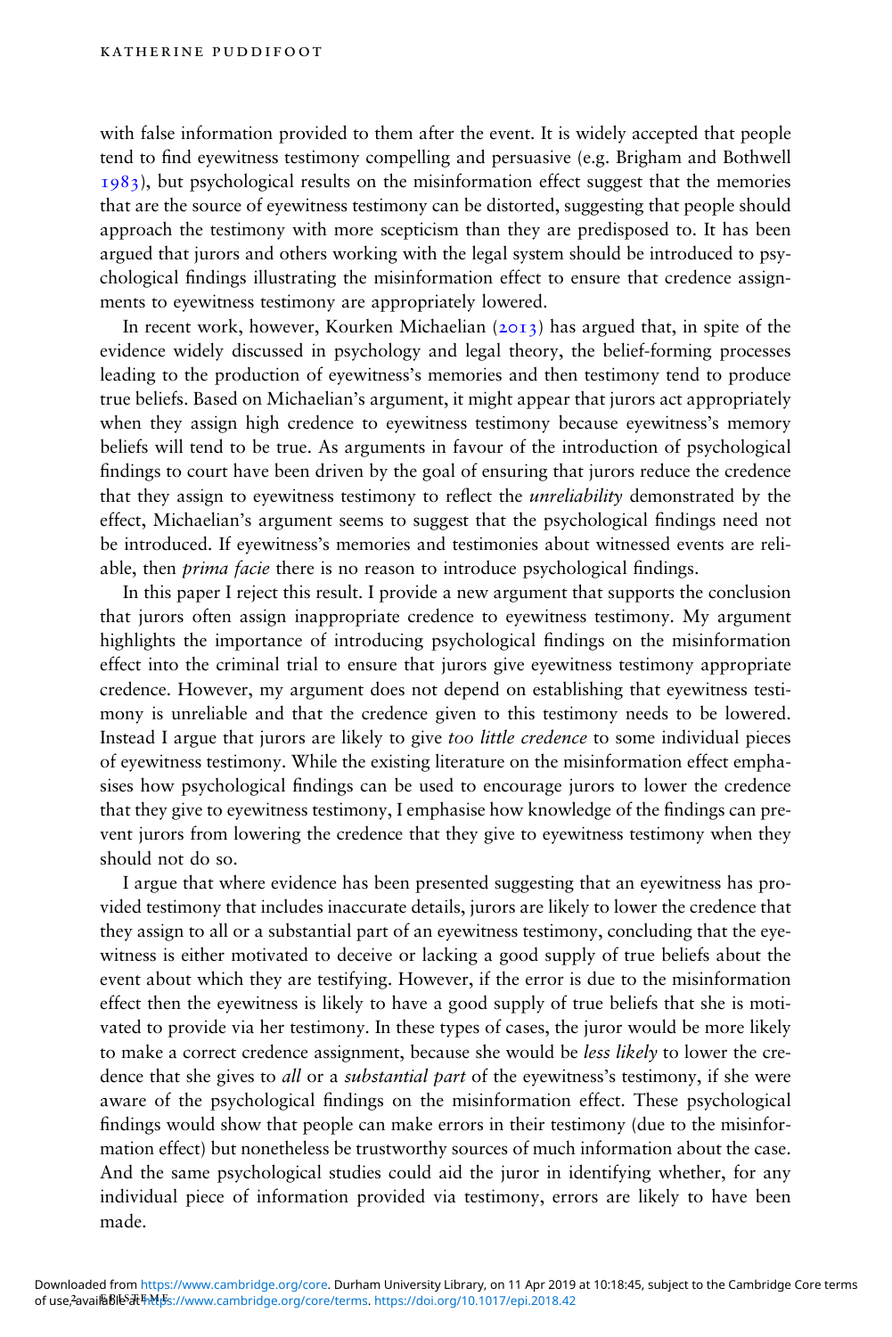with false information provided to them after the event. It is widely accepted that people tend to find eyewitness testimony compelling and persuasive (e.g. Brigham and Bothwell 1983), but psychological results on the misinformation effect suggest that the memories that are the source of eyewitness testimony can be distorted, suggesting that people should approach the testimony with more scepticism than they are predisposed to. It has been argued that jurors and others working with the legal system should be introduced to psychological findings illustrating the misinformation effect to ensure that credence assignments to eyewitness testimony are appropriately lowered.

In recent work, however, Kourken Michaelian (2013) has argued that, in spite of the evidence widely discussed in psychology and legal theory, the belief-forming processes leading to the production of eyewitness's memories and then testimony tend to produce true beliefs. Based on Michaelian's argument, it might appear that jurors act appropriately when they assign high credence to eyewitness testimony because eyewitness's memory beliefs will tend to be true. As arguments in favour of the introduction of psychological findings to court have been driven by the goal of ensuring that jurors reduce the credence that they assign to eyewitness testimony to reflect the *unreliability* demonstrated by the effect, Michaelian's argument seems to suggest that the psychological findings need not be introduced. If eyewitness's memories and testimonies about witnessed events are reliable, then *prima facie* there is no reason to introduce psychological findings.

In this paper I reject this result. I provide a new argument that supports the conclusion that jurors often assign inappropriate credence to eyewitness testimony. My argument highlights the importance of introducing psychological findings on the misinformation effect into the criminal trial to ensure that jurors give eyewitness testimony appropriate credence. However, my argument does not depend on establishing that eyewitness testimony is unreliable and that the credence given to this testimony needs to be lowered. Instead I argue that jurors are likely to give *too little credence* to some individual pieces of eyewitness testimony. While the existing literature on the misinformation effect emphasises how psychological findings can be used to encourage jurors to lower the credence that they give to eyewitness testimony, I emphasise how knowledge of the findings can prevent jurors from lowering the credence that they give to eyewitness testimony when they should not do so.

I argue that where evidence has been presented suggesting that an eyewitness has provided testimony that includes inaccurate details, jurors are likely to lower the credence that they assign to all or a substantial part of an eyewitness testimony, concluding that the eyewitness is either motivated to deceive or lacking a good supply of true beliefs about the event about which they are testifying. However, if the error is due to the misinformation effect then the eyewitness is likely to have a good supply of true beliefs that she is motivated to provide via her testimony. In these types of cases, the juror would be more likely to make a correct credence assignment, because she would be *less likely* to lower the credence that she gives to *all* or a *substantial part* of the eyewitness's testimony, if she were aware of the psychological findings on the misinformation effect. These psychological findings would show that people can make errors in their testimony (due to the misinformation effect) but nonetheless be trustworthy sources of much information about the case. And the same psychological studies could aid the juror in identifying whether, for any individual piece of information provided via testimony, errors are likely to have been made.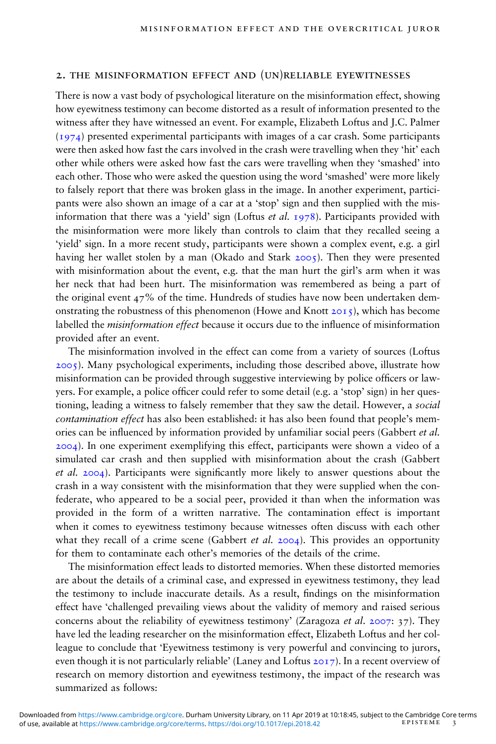## 2. THE MISINFORMATION EFFECT AND (UN)RELIABLE EYEWITNESSES

There is now a vast body of psychological literature on the misinformation effect, showing how eyewitness testimony can become distorted as a result of information presented to the witness after they have witnessed an event. For example, Elizabeth Loftus and J.C. Palmer (1974) presented experimental participants with images of a car crash. Some participants were then asked how fast the cars involved in the crash were travelling when they 'hit' each other while others were asked how fast the cars were travelling when they 'smashed' into each other. Those who were asked the question using the word 'smashed' were more likely to falsely report that there was broken glass in the image. In another experiment, participants were also shown an image of a car at a 'stop' sign and then supplied with the misinformation that there was a 'yield' sign (Loftus *et al.* 1978). Participants provided with the misinformation were more likely than controls to claim that they recalled seeing a 'yield' sign. In a more recent study, participants were shown a complex event, e.g. a girl having her wallet stolen by a man (Okado and Stark 2005). Then they were presented with misinformation about the event, e.g. that the man hurt the girl's arm when it was her neck that had been hurt. The misinformation was remembered as being a part of the original event 47% of the time. Hundreds of studies have now been undertaken demonstrating the robustness of this phenomenon (Howe and Knott 2015), which has become labelled the *misinformation effect* because it occurs due to the influence of misinformation provided after an event.

The misinformation involved in the effect can come from a variety of sources (Loftus 2005). Many psychological experiments, including those described above, illustrate how misinformation can be provided through suggestive interviewing by police officers or lawyers. For example, a police officer could refer to some detail (e.g. a 'stop' sign) in her questioning, leading a witness to falsely remember that they saw the detail. However, a *social contamination effect* has also been established: it has also been found that people's memories can be influenced by information provided by unfamiliar social peers (Gabbert *et al.* 2004). In one experiment exemplifying this effect, participants were shown a video of a simulated car crash and then supplied with misinformation about the crash (Gabbert *et al.* 2004). Participants were significantly more likely to answer questions about the crash in a way consistent with the misinformation that they were supplied when the confederate, who appeared to be a social peer, provided it than when the information was provided in the form of a written narrative. The contamination effect is important when it comes to eyewitness testimony because witnesses often discuss with each other what they recall of a crime scene (Gabbert *et al.* 2004). This provides an opportunity for them to contaminate each other's memories of the details of the crime.

The misinformation effect leads to distorted memories. When these distorted memories are about the details of a criminal case, and expressed in eyewitness testimony, they lead the testimony to include inaccurate details. As a result, findings on the misinformation effect have 'challenged prevailing views about the validity of memory and raised serious concerns about the reliability of eyewitness testimony' (Zaragoza *et al.* 2007: 37). They have led the leading researcher on the misinformation effect, Elizabeth Loftus and her colleague to conclude that 'Eyewitness testimony is very powerful and convincing to jurors, even though it is not particularly reliable' (Laney and Loftus 2017). In a recent overview of research on memory distortion and eyewitness testimony, the impact of the research was summarized as follows: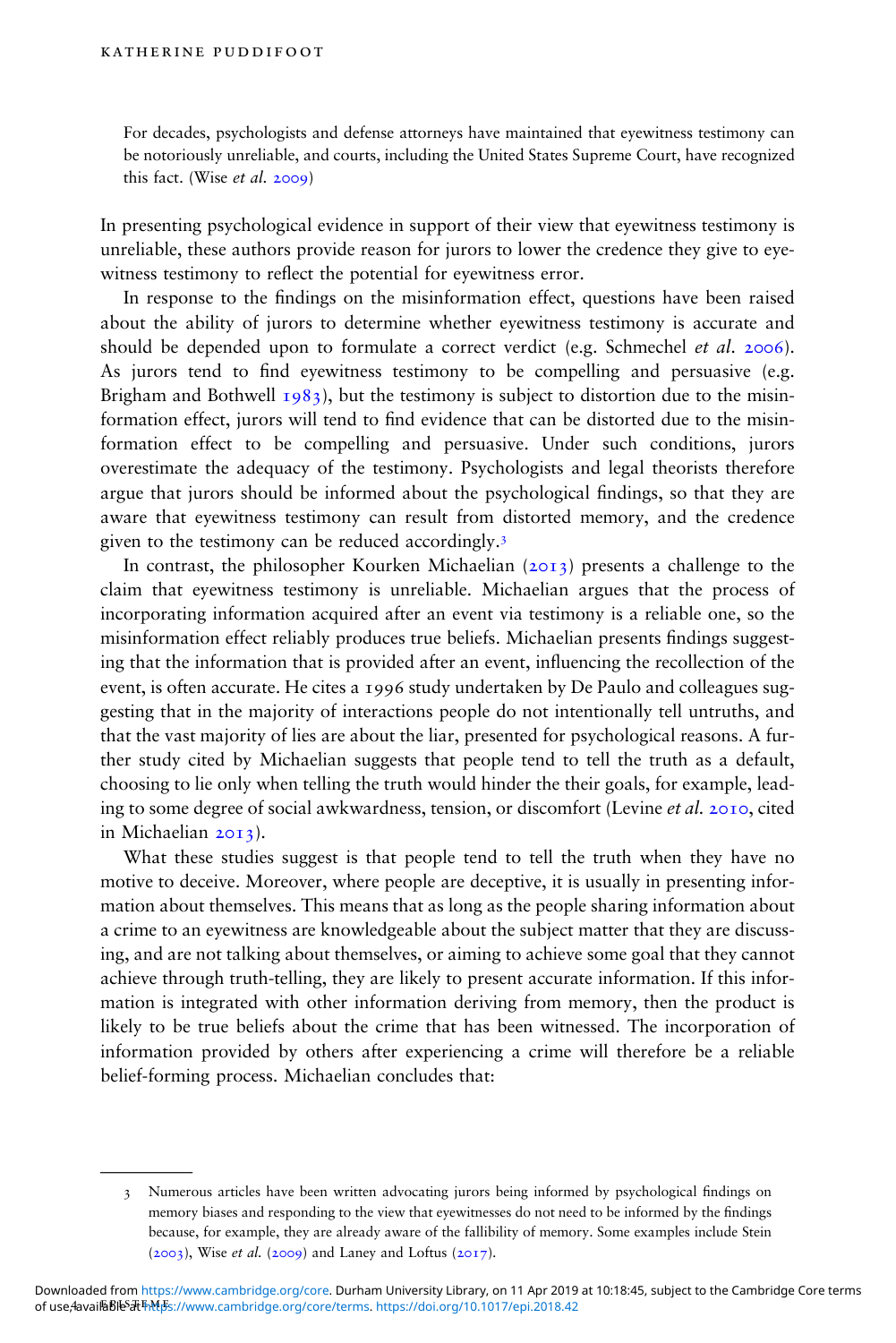> For decades, psychologists and defense attorneys have maintained that eyewitness testimony can be notoriously unreliable, and courts, including the United States Supreme Court, have recognized this fact. (Wise *et al.* 2009)

In presenting psychological evidence in support of their view that eyewitness testimony is unreliable, these authors provide reason for jurors to lower the credence they give to eyewitness testimony to reflect the potential for eyewitness error.

In response to the findings on the misinformation effect, questions have been raised about the ability of jurors to determine whether eyewitness testimony is accurate and should be depended upon to formulate a correct verdict (e.g. Schmechel *et al.* 2006). As jurors tend to find eyewitness testimony to be compelling and persuasive (e.g. Brigham and Bothwell 1983), but the testimony is subject to distortion due to the misinformation effect, jurors will tend to find evidence that can be distorted due to the misinformation effect to be compelling and persuasive. Under such conditions, jurors overestimate the adequacy of the testimony. Psychologists and legal theorists therefore argue that jurors should be informed about the psychological findings, so that they are aware that eyewitness testimony can result from distorted memory, and the credence given to the testimony can be reduced accordingly.[3]

In contrast, the philosopher Kourken Michaelian (2013) presents a challenge to the claim that eyewitness testimony is unreliable. Michaelian argues that the process of incorporating information acquired after an event via testimony is a reliable one, so the misinformation effect reliably produces true beliefs. Michaelian presents findings suggesting that the information that is provided after an event, influencing the recollection of the event, is often accurate. He cites a 1996 study undertaken by De Paulo and colleagues suggesting that in the majority of interactions people do not intentionally tell untruths, and that the vast majority of lies are about the liar, presented for psychological reasons. A further study cited by Michaelian suggests that people tend to tell the truth as a default, choosing to lie only when telling the truth would hinder the their goals, for example, leading to some degree of social awkwardness, tension, or discomfort (Levine *et al.* 2010, cited in Michaelian 2013).

What these studies suggest is that people tend to tell the truth when they have no motive to deceive. Moreover, where people are deceptive, it is usually in presenting information about themselves. This means that as long as the people sharing information about a crime to an eyewitness are knowledgeable about the subject matter that they are discussing, and are not talking about themselves, or aiming to achieve some goal that they cannot achieve through truth-telling, they are likely to present accurate information. If this information is integrated with other information deriving from memory, then the product is likely to be true beliefs about the crime that has been witnessed. The incorporation of information provided by others after experiencing a crime will therefore be a reliable belief-forming process. Michaelian concludes that:

---

3 Numerous articles have been written advocating jurors being informed by psychological findings on memory biases and responding to the view that eyewitnesses do not need to be informed by the findings because, for example, they are already aware of the fallibility of memory. Some examples include Stein (2003), Wise *et al.* (2009) and Laney and Loftus (2017).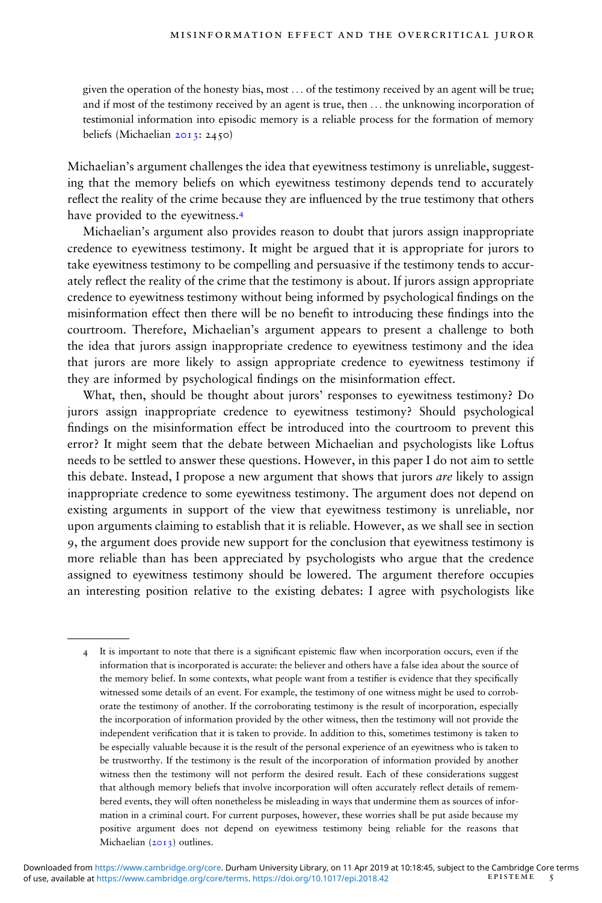given the operation of the honesty bias, most … of the testimony received by an agent will be true; and if most of the testimony received by an agent is true, then … the unknowing incorporation of testimonial information into episodic memory is a reliable process for the formation of memory beliefs (Michaelian 2013: 2450)

Michaelian's argument challenges the idea that eyewitness testimony is unreliable, suggesting that the memory beliefs on which eyewitness testimony depends tend to accurately reflect the reality of the crime because they are influenced by the true testimony that others have provided to the eyewitness.[4]

Michaelian's argument also provides reason to doubt that jurors assign inappropriate credence to eyewitness testimony. It might be argued that it is appropriate for jurors to take eyewitness testimony to be compelling and persuasive if the testimony tends to accurately reflect the reality of the crime that the testimony is about. If jurors assign appropriate credence to eyewitness testimony without being informed by psychological findings on the misinformation effect then there will be no benefit to introducing these findings into the courtroom. Therefore, Michaelian's argument appears to present a challenge to both the idea that jurors assign inappropriate credence to eyewitness testimony and the idea that jurors are more likely to assign appropriate credence to eyewitness testimony if they are informed by psychological findings on the misinformation effect.

What, then, should be thought about jurors' responses to eyewitness testimony? Do jurors assign inappropriate credence to eyewitness testimony? Should psychological findings on the misinformation effect be introduced into the courtroom to prevent this error? It might seem that the debate between Michaelian and psychologists like Loftus needs to be settled to answer these questions. However, in this paper I do not aim to settle this debate. Instead, I propose a new argument that shows that jurors *are* likely to assign inappropriate credence to some eyewitness testimony. The argument does not depend on existing arguments in support of the view that eyewitness testimony is unreliable, nor upon arguments claiming to establish that it is reliable. However, as we shall see in section 9, the argument does provide new support for the conclusion that eyewitness testimony is more reliable than has been appreciated by psychologists who argue that the credence assigned to eyewitness testimony should be lowered. The argument therefore occupies an interesting position relative to the existing debates: I agree with psychologists like

---

4 It is important to note that there is a significant epistemic flaw when incorporation occurs, even if the information that is incorporated is accurate: the believer and others have a false idea about the source of the memory belief. In some contexts, what people want from a testifier is evidence that they specifically witnessed some details of an event. For example, the testimony of one witness might be used to corroborate the testimony of another. If the corroborating testimony is the result of incorporation, especially the incorporation of information provided by the other witness, then the testimony will not provide the independent verification that it is taken to provide. In addition to this, sometimes testimony is taken to be especially valuable because it is the result of the personal experience of an eyewitness who is taken to be trustworthy. If the testimony is the result of the incorporation of information provided by another witness then the testimony will not perform the desired result. Each of these considerations suggest that although memory beliefs that involve incorporation will often accurately reflect details of remembered events, they will often nonetheless be misleading in ways that undermine them as sources of information in a criminal court. For current purposes, however, these worries shall be put aside because my positive argument does not depend on eyewitness testimony being reliable for the reasons that Michaelian (2013) outlines.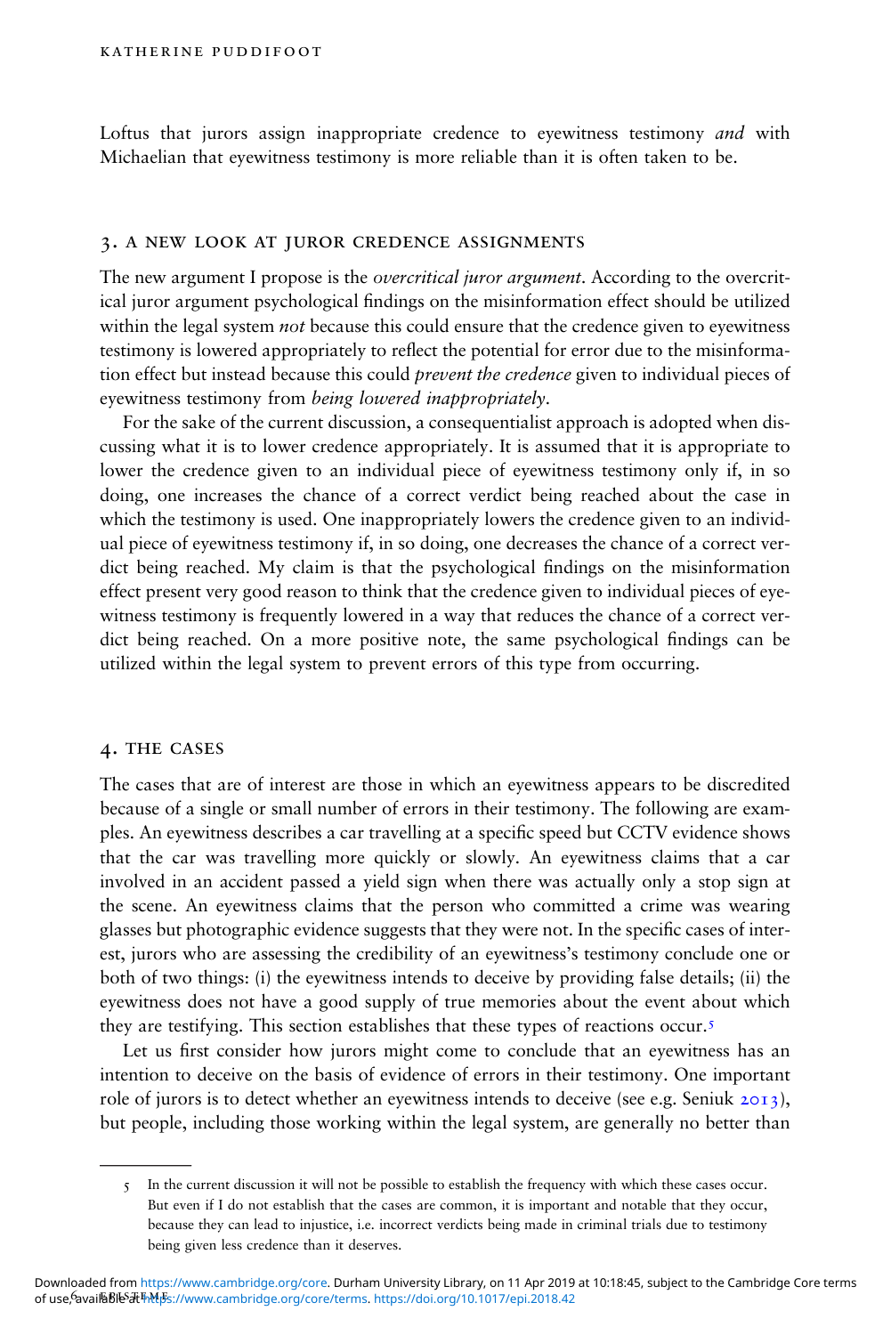Loftus that jurors assign inappropriate credence to eyewitness testimony *and* with Michaelian that eyewitness testimony is more reliable than it is often taken to be.

## 3. A new look at juror credence assignments

The new argument I propose is the *overcritical juror argument*. According to the overcritical juror argument psychological findings on the misinformation effect should be utilized within the legal system *not* because this could ensure that the credence given to eyewitness testimony is lowered appropriately to reflect the potential for error due to the misinformation effect but instead because this could *prevent the credence* given to individual pieces of eyewitness testimony from *being lowered inappropriately*.

For the sake of the current discussion, a consequentialist approach is adopted when discussing what it is to lower credence appropriately. It is assumed that it is appropriate to lower the credence given to an individual piece of eyewitness testimony only if, in so doing, one increases the chance of a correct verdict being reached about the case in which the testimony is used. One inappropriately lowers the credence given to an individual piece of eyewitness testimony if, in so doing, one decreases the chance of a correct verdict being reached. My claim is that the psychological findings on the misinformation effect present very good reason to think that the credence given to individual pieces of eyewitness testimony is frequently lowered in a way that reduces the chance of a correct verdict being reached. On a more positive note, the same psychological findings can be utilized within the legal system to prevent errors of this type from occurring.

## 4. The cases

The cases that are of interest are those in which an eyewitness appears to be discredited because of a single or small number of errors in their testimony. The following are examples. An eyewitness describes a car travelling at a specific speed but CCTV evidence shows that the car was travelling more quickly or slowly. An eyewitness claims that a car involved in an accident passed a yield sign when there was actually only a stop sign at the scene. An eyewitness claims that the person who committed a crime was wearing glasses but photographic evidence suggests that they were not. In the specific cases of interest, jurors who are assessing the credibility of an eyewitness's testimony conclude one or both of two things: (i) the eyewitness intends to deceive by providing false details; (ii) the eyewitness does not have a good supply of true memories about the event about which they are testifying. This section establishes that these types of reactions occur.[5]

Let us first consider how jurors might come to conclude that an eyewitness has an intention to deceive on the basis of evidence of errors in their testimony. One important role of jurors is to detect whether an eyewitness intends to deceive (see e.g. Seniuk 2013), but people, including those working within the legal system, are generally no better than

5 In the current discussion it will not be possible to establish the frequency with which these cases occur. But even if I do not establish that the cases are common, it is important and notable that they occur, because they can lead to injustice, i.e. incorrect verdicts being made in criminal trials due to testimony being given less credence than it deserves.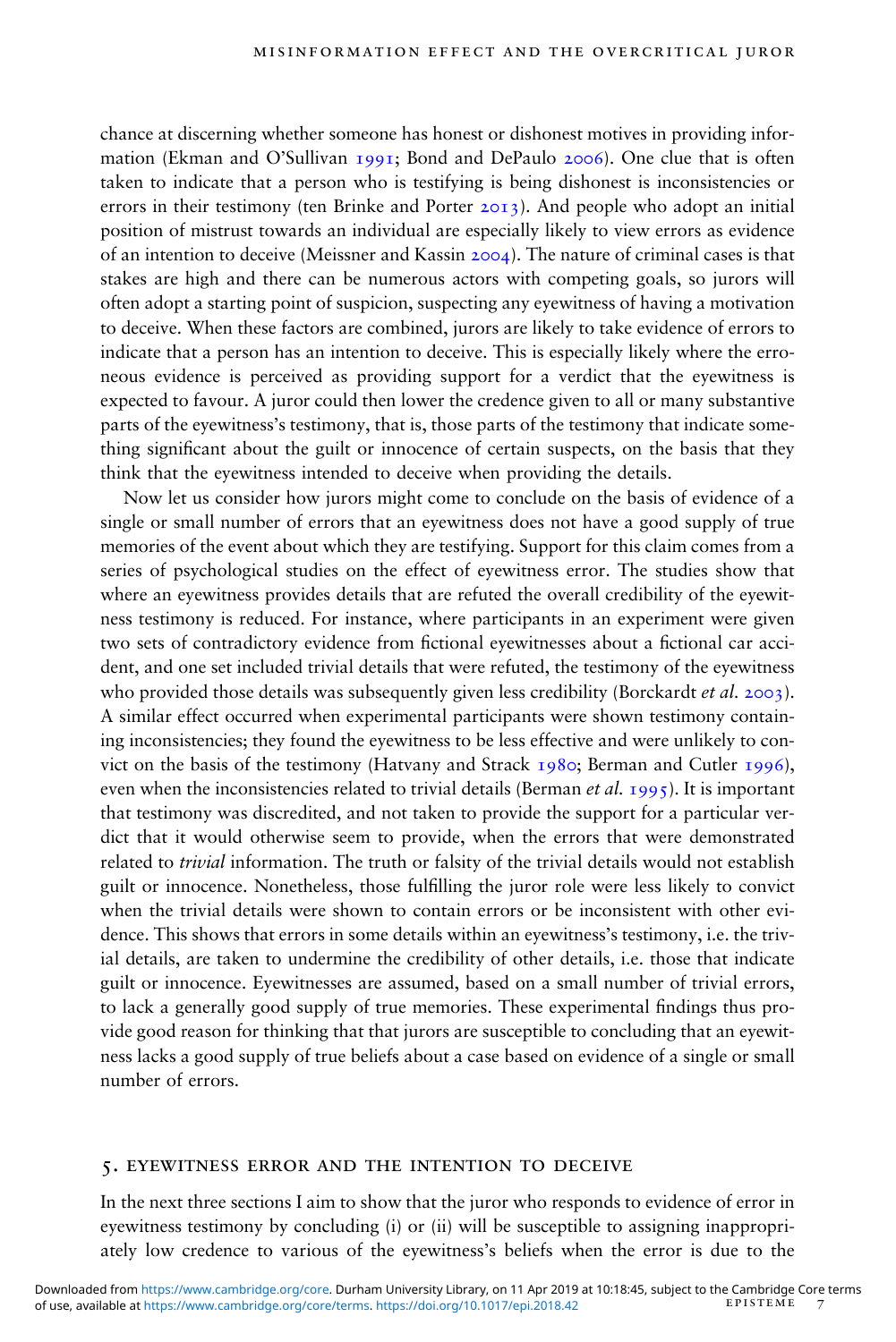chance at discerning whether someone has honest or dishonest motives in providing information (Ekman and O'Sullivan 1991; Bond and DePaulo 2006). One clue that is often taken to indicate that a person who is testifying is being dishonest is inconsistencies or errors in their testimony (ten Brinke and Porter 2013). And people who adopt an initial position of mistrust towards an individual are especially likely to view errors as evidence of an intention to deceive (Meissner and Kassin 2004). The nature of criminal cases is that stakes are high and there can be numerous actors with competing goals, so jurors will often adopt a starting point of suspicion, suspecting any eyewitness of having a motivation to deceive. When these factors are combined, jurors are likely to take evidence of errors to indicate that a person has an intention to deceive. This is especially likely where the erroneous evidence is perceived as providing support for a verdict that the eyewitness is expected to favour. A juror could then lower the credence given to all or many substantive parts of the eyewitness's testimony, that is, those parts of the testimony that indicate something significant about the guilt or innocence of certain suspects, on the basis that they think that the eyewitness intended to deceive when providing the details.

Now let us consider how jurors might come to conclude on the basis of evidence of a single or small number of errors that an eyewitness does not have a good supply of true memories of the event about which they are testifying. Support for this claim comes from a series of psychological studies on the effect of eyewitness error. The studies show that where an eyewitness provides details that are refuted the overall credibility of the eyewitness testimony is reduced. For instance, where participants in an experiment were given two sets of contradictory evidence from fictional eyewitnesses about a fictional car accident, and one set included trivial details that were refuted, the testimony of the eyewitness who provided those details was subsequently given less credibility (Borckardt *et al.* 2003). A similar effect occurred when experimental participants were shown testimony containing inconsistencies; they found the eyewitness to be less effective and were unlikely to convict on the basis of the testimony (Hatvany and Strack 1980; Berman and Cutler 1996), even when the inconsistencies related to trivial details (Berman *et al.* 1995). It is important that testimony was discredited, and not taken to provide the support for a particular verdict that it would otherwise seem to provide, when the errors that were demonstrated related to *trivial* information. The truth or falsity of the trivial details would not establish guilt or innocence. Nonetheless, those fulfilling the juror role were less likely to convict when the trivial details were shown to contain errors or be inconsistent with other evidence. This shows that errors in some details within an eyewitness's testimony, i.e. the trivial details, are taken to undermine the credibility of other details, i.e. those that indicate guilt or innocence. Eyewitnesses are assumed, based on a small number of trivial errors, to lack a generally good supply of true memories. These experimental findings thus provide good reason for thinking that that jurors are susceptible to concluding that an eyewitness lacks a good supply of true beliefs about a case based on evidence of a single or small number of errors.

## 5. Eyewitness error and the intention to deceive

In the next three sections I aim to show that the juror who responds to evidence of error in eyewitness testimony by concluding (i) or (ii) will be susceptible to assigning inappropriately low credence to various of the eyewitness's beliefs when the error is due to the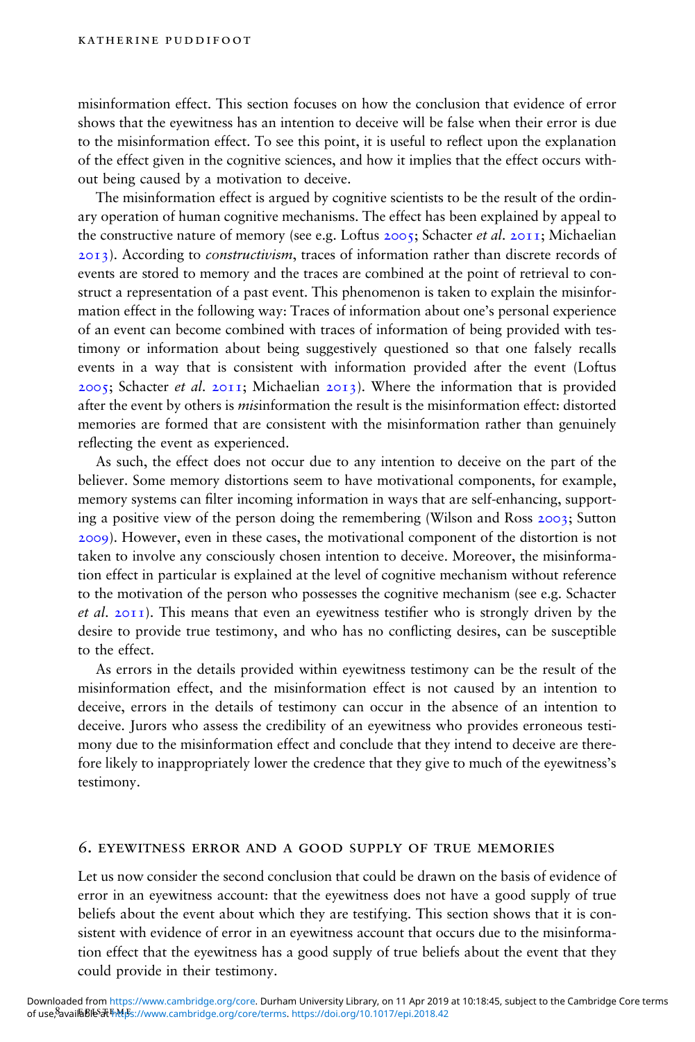misinformation effect. This section focuses on how the conclusion that evidence of error shows that the eyewitness has an intention to deceive will be false when their error is due to the misinformation effect. To see this point, it is useful to reflect upon the explanation of the effect given in the cognitive sciences, and how it implies that the effect occurs without being caused by a motivation to deceive.

The misinformation effect is argued by cognitive scientists to be the result of the ordinary operation of human cognitive mechanisms. The effect has been explained by appeal to the constructive nature of memory (see e.g. Loftus 2005; Schacter *et al.* 2011; Michaelian 2013). According to *constructivism*, traces of information rather than discrete records of events are stored to memory and the traces are combined at the point of retrieval to construct a representation of a past event. This phenomenon is taken to explain the misinformation effect in the following way: Traces of information about one's personal experience of an event can become combined with traces of information of being provided with testimony or information about being suggestively questioned so that one falsely recalls events in a way that is consistent with information provided after the event (Loftus 2005; Schacter *et al.* 2011; Michaelian 2013). Where the information that is provided after the event by others is *mis*information the result is the misinformation effect: distorted memories are formed that are consistent with the misinformation rather than genuinely reflecting the event as experienced.

As such, the effect does not occur due to any intention to deceive on the part of the believer. Some memory distortions seem to have motivational components, for example, memory systems can filter incoming information in ways that are self-enhancing, supporting a positive view of the person doing the remembering (Wilson and Ross 2003; Sutton 2009). However, even in these cases, the motivational component of the distortion is not taken to involve any consciously chosen intention to deceive. Moreover, the misinformation effect in particular is explained at the level of cognitive mechanism without reference to the motivation of the person who possesses the cognitive mechanism (see e.g. Schacter *et al.* 2011). This means that even an eyewitness testifier who is strongly driven by the desire to provide true testimony, and who has no conflicting desires, can be susceptible to the effect.

As errors in the details provided within eyewitness testimony can be the result of the misinformation effect, and the misinformation effect is not caused by an intention to deceive, errors in the details of testimony can occur in the absence of an intention to deceive. Jurors who assess the credibility of an eyewitness who provides erroneous testimony due to the misinformation effect and conclude that they intend to deceive are therefore likely to inappropriately lower the credence that they give to much of the eyewitness's testimony.

## 6. Eyewitness error and a good supply of true memories

Let us now consider the second conclusion that could be drawn on the basis of evidence of error in an eyewitness account: that the eyewitness does not have a good supply of true beliefs about the event about which they are testifying. This section shows that it is consistent with evidence of error in an eyewitness account that occurs due to the misinformation effect that the eyewitness has a good supply of true beliefs about the event that they could provide in their testimony.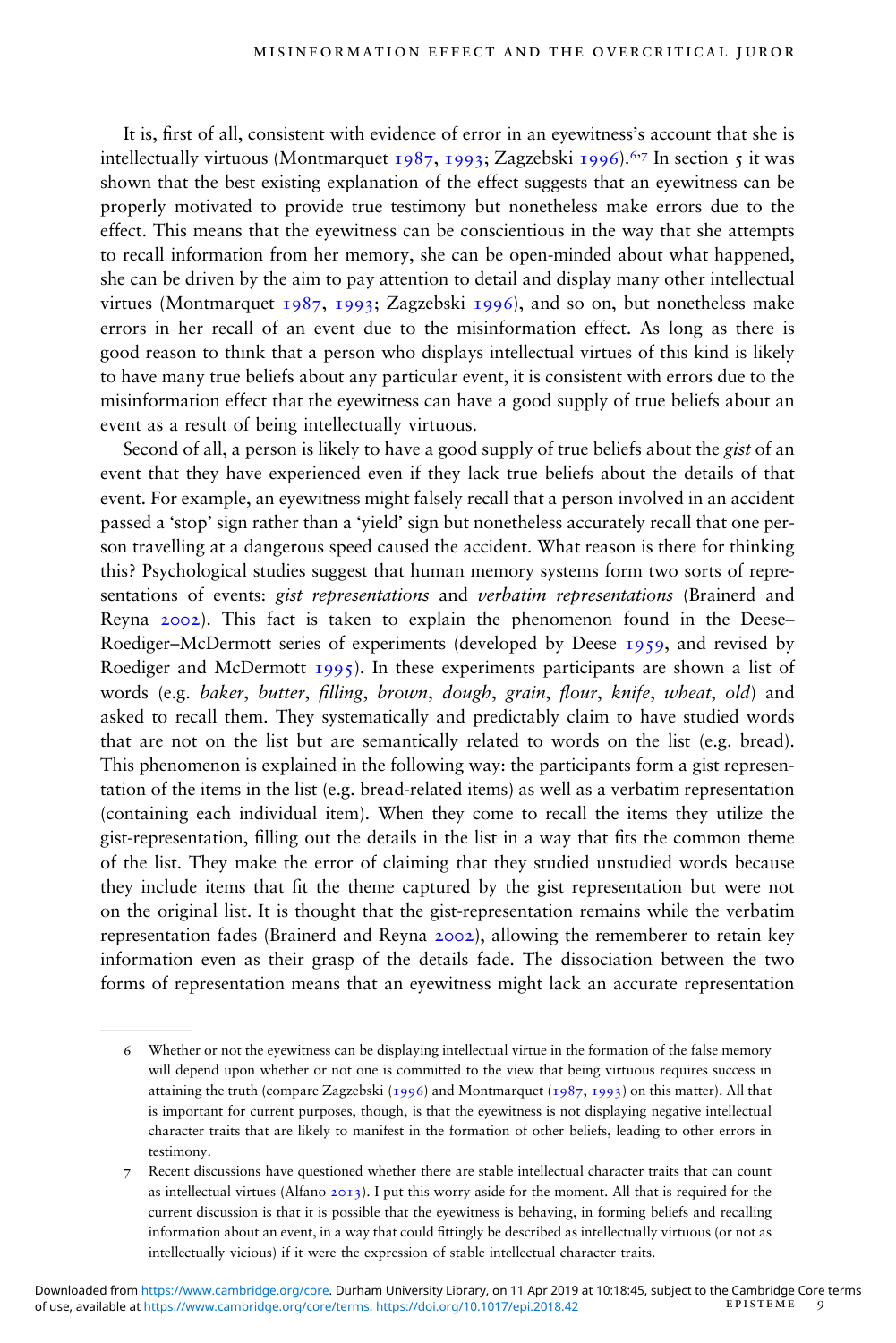It is, first of all, consistent with evidence of error in an eyewitness's account that she is intellectually virtuous (Montmarquet 1987, 1993; Zagzebski 1996).[6,7] In section 5 it was shown that the best existing explanation of the effect suggests that an eyewitness can be properly motivated to provide true testimony but nonetheless make errors due to the effect. This means that the eyewitness can be conscientious in the way that she attempts to recall information from her memory, she can be open-minded about what happened, she can be driven by the aim to pay attention to detail and display many other intellectual virtues (Montmarquet 1987, 1993; Zagzebski 1996), and so on, but nonetheless make errors in her recall of an event due to the misinformation effect. As long as there is good reason to think that a person who displays intellectual virtues of this kind is likely to have many true beliefs about any particular event, it is consistent with errors due to the misinformation effect that the eyewitness can have a good supply of true beliefs about an event as a result of being intellectually virtuous.

Second of all, a person is likely to have a good supply of true beliefs about the *gist* of an event that they have experienced even if they lack true beliefs about the details of that event. For example, an eyewitness might falsely recall that a person involved in an accident passed a 'stop' sign rather than a 'yield' sign but nonetheless accurately recall that one person travelling at a dangerous speed caused the accident. What reason is there for thinking this? Psychological studies suggest that human memory systems form two sorts of representations of events: *gist representations* and *verbatim representations* (Brainerd and Reyna 2002). This fact is taken to explain the phenomenon found in the Deese–Roediger–McDermott series of experiments (developed by Deese 1959, and revised by Roediger and McDermott 1995). In these experiments participants are shown a list of words (e.g. *baker*, *butter*, *filling*, *brown*, *dough*, *grain*, *flour*, *knife*, *wheat*, *old*) and asked to recall them. They systematically and predictably claim to have studied words that are not on the list but are semantically related to words on the list (e.g. bread). This phenomenon is explained in the following way: the participants form a gist representation of the items in the list (e.g. bread-related items) as well as a verbatim representation (containing each individual item). When they come to recall the items they utilize the gist-representation, filling out the details in the list in a way that fits the common theme of the list. They make the error of claiming that they studied unstudied words because they include items that fit the theme captured by the gist representation but were not on the original list. It is thought that the gist-representation remains while the verbatim representation fades (Brainerd and Reyna 2002), allowing the rememberer to retain key information even as their grasp of the details fade. The dissociation between the two forms of representation means that an eyewitness might lack an accurate representation

---

6 Whether or not the eyewitness can be displaying intellectual virtue in the formation of the false memory will depend upon whether or not one is committed to the view that being virtuous requires success in attaining the truth (compare Zagzebski (1996) and Montmarquet (1987, 1993) on this matter). All that is important for current purposes, though, is that the eyewitness is not displaying negative intellectual character traits that are likely to manifest in the formation of other beliefs, leading to other errors in testimony.

7 Recent discussions have questioned whether there are stable intellectual character traits that can count as intellectual virtues (Alfano 2013). I put this worry aside for the moment. All that is required for the current discussion is that it is possible that the eyewitness is behaving, in forming beliefs and recalling information about an event, in a way that could fittingly be described as intellectually virtuous (or not as intellectually vicious) if it were the expression of stable intellectual character traits.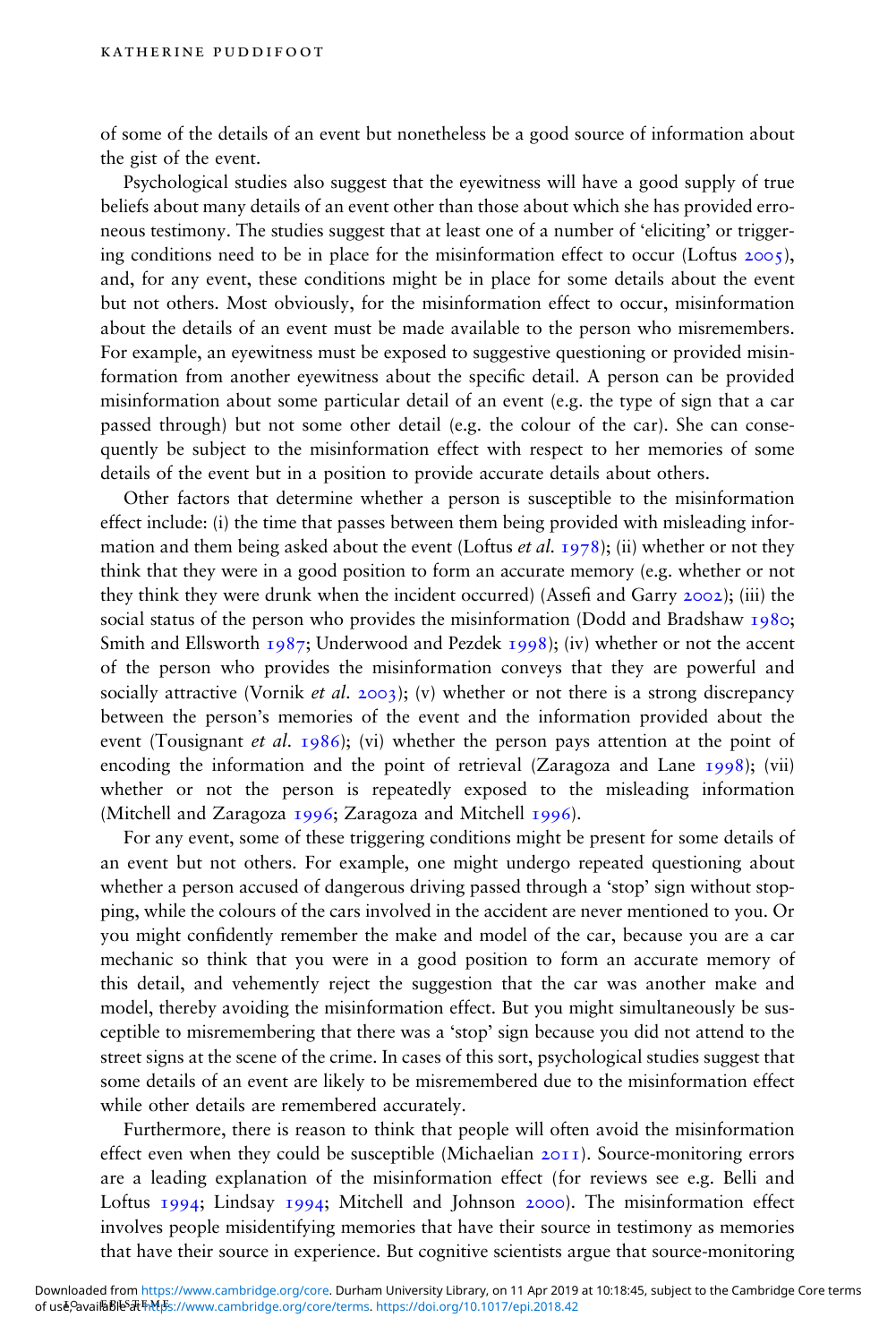of some of the details of an event but nonetheless be a good source of information about the gist of the event.

Psychological studies also suggest that the eyewitness will have a good supply of true beliefs about many details of an event other than those about which she has provided erroneous testimony. The studies suggest that at least one of a number of 'eliciting' or triggering conditions need to be in place for the misinformation effect to occur (Loftus 2005), and, for any event, these conditions might be in place for some details about the event but not others. Most obviously, for the misinformation effect to occur, misinformation about the details of an event must be made available to the person who misremembers. For example, an eyewitness must be exposed to suggestive questioning or provided misinformation from another eyewitness about the specific detail. A person can be provided misinformation about some particular detail of an event (e.g. the type of sign that a car passed through) but not some other detail (e.g. the colour of the car). She can consequently be subject to the misinformation effect with respect to her memories of some details of the event but in a position to provide accurate details about others.

Other factors that determine whether a person is susceptible to the misinformation effect include: (i) the time that passes between them being provided with misleading information and them being asked about the event (Loftus *et al.* 1978); (ii) whether or not they think that they were in a good position to form an accurate memory (e.g. whether or not they think they were drunk when the incident occurred) (Assefi and Garry 2002); (iii) the social status of the person who provides the misinformation (Dodd and Bradshaw 1980; Smith and Ellsworth 1987; Underwood and Pezdek 1998); (iv) whether or not the accent of the person who provides the misinformation conveys that they are powerful and socially attractive (Vornik *et al.* 2003); (v) whether or not there is a strong discrepancy between the person's memories of the event and the information provided about the event (Tousignant *et al.* 1986); (vi) whether the person pays attention at the point of encoding the information and the point of retrieval (Zaragoza and Lane 1998); (vii) whether or not the person is repeatedly exposed to the misleading information (Mitchell and Zaragoza 1996; Zaragoza and Mitchell 1996).

For any event, some of these triggering conditions might be present for some details of an event but not others. For example, one might undergo repeated questioning about whether a person accused of dangerous driving passed through a 'stop' sign without stopping, while the colours of the cars involved in the accident are never mentioned to you. Or you might confidently remember the make and model of the car, because you are a car mechanic so think that you were in a good position to form an accurate memory of this detail, and vehemently reject the suggestion that the car was another make and model, thereby avoiding the misinformation effect. But you might simultaneously be susceptible to misremembering that there was a 'stop' sign because you did not attend to the street signs at the scene of the crime. In cases of this sort, psychological studies suggest that some details of an event are likely to be misremembered due to the misinformation effect while other details are remembered accurately.

Furthermore, there is reason to think that people will often avoid the misinformation effect even when they could be susceptible (Michaelian 2011). Source-monitoring errors are a leading explanation of the misinformation effect (for reviews see e.g. Belli and Loftus 1994; Lindsay 1994; Mitchell and Johnson 2000). The misinformation effect involves people misidentifying memories that have their source in testimony as memories that have their source in experience. But cognitive scientists argue that source-monitoring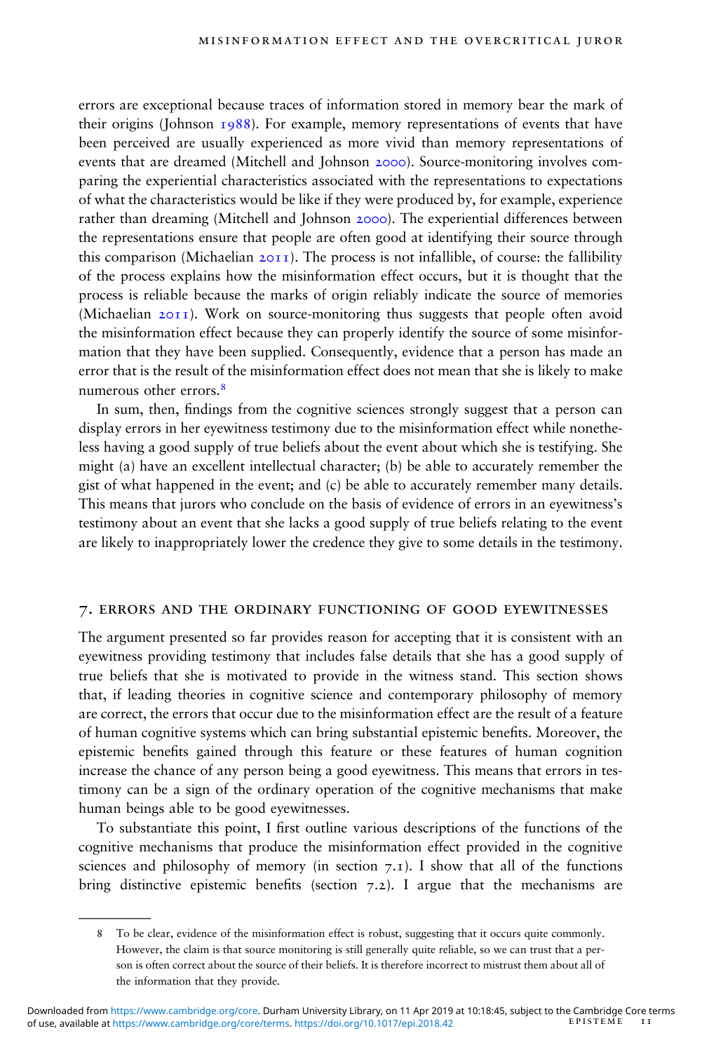errors are exceptional because traces of information stored in memory bear the mark of their origins (Johnson 1988). For example, memory representations of events that have been perceived are usually experienced as more vivid than memory representations of events that are dreamed (Mitchell and Johnson 2000). Source-monitoring involves comparing the experiential characteristics associated with the representations to expectations of what the characteristics would be like if they were produced by, for example, experience rather than dreaming (Mitchell and Johnson 2000). The experiential differences between the representations ensure that people are often good at identifying their source through this comparison (Michaelian 2011). The process is not infallible, of course: the fallibility of the process explains how the misinformation effect occurs, but it is thought that the process is reliable because the marks of origin reliably indicate the source of memories (Michaelian 2011). Work on source-monitoring thus suggests that people often avoid the misinformation effect because they can properly identify the source of some misinformation that they have been supplied. Consequently, evidence that a person has made an error that is the result of the misinformation effect does not mean that she is likely to make numerous other errors.[8]

In sum, then, findings from the cognitive sciences strongly suggest that a person can display errors in her eyewitness testimony due to the misinformation effect while nonetheless having a good supply of true beliefs about the event about which she is testifying. She might (a) have an excellent intellectual character; (b) be able to accurately remember the gist of what happened in the event; and (c) be able to accurately remember many details. This means that jurors who conclude on the basis of evidence of errors in an eyewitness's testimony about an event that she lacks a good supply of true beliefs relating to the event are likely to inappropriately lower the credence they give to some details in the testimony.

## 7. Errors and the ordinary functioning of good eyewitnesses

The argument presented so far provides reason for accepting that it is consistent with an eyewitness providing testimony that includes false details that she has a good supply of true beliefs that she is motivated to provide in the witness stand. This section shows that, if leading theories in cognitive science and contemporary philosophy of memory are correct, the errors that occur due to the misinformation effect are the result of a feature of human cognitive systems which can bring substantial epistemic benefits. Moreover, the epistemic benefits gained through this feature or these features of human cognition increase the chance of any person being a good eyewitness. This means that errors in testimony can be a sign of the ordinary operation of the cognitive mechanisms that make human beings able to be good eyewitnesses.

To substantiate this point, I first outline various descriptions of the functions of the cognitive mechanisms that produce the misinformation effect provided in the cognitive sciences and philosophy of memory (in section 7.1). I show that all of the functions bring distinctive epistemic benefits (section 7.2). I argue that the mechanisms are

8 To be clear, evidence of the misinformation effect is robust, suggesting that it occurs quite commonly. However, the claim is that source monitoring is still generally quite reliable, so we can trust that a person is often correct about the source of their beliefs. It is therefore incorrect to mistrust them about all of the information that they provide.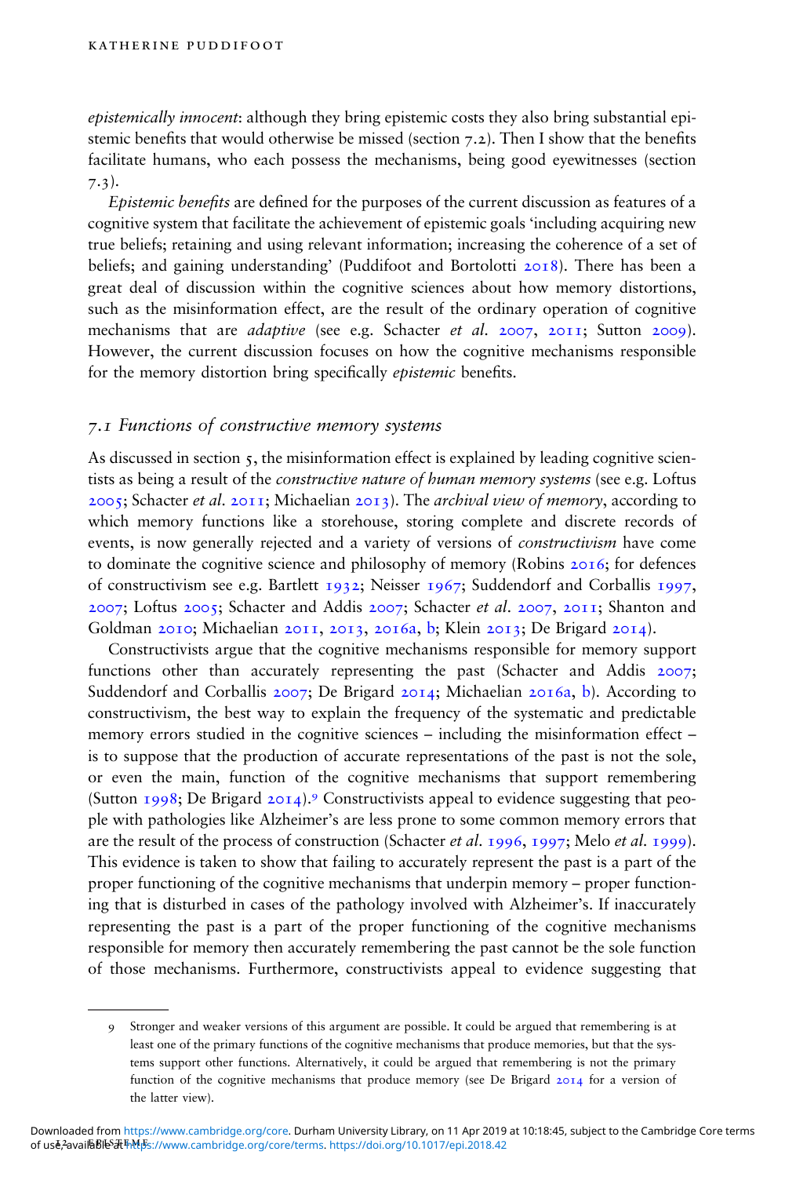*epistemically innocent*: although they bring epistemic costs they also bring substantial epistemic benefits that would otherwise be missed (section 7.2). Then I show that the benefits facilitate humans, who each possess the mechanisms, being good eyewitnesses (section 7.3).

*Epistemic benefits* are defined for the purposes of the current discussion as features of a cognitive system that facilitate the achievement of epistemic goals 'including acquiring new true beliefs; retaining and using relevant information; increasing the coherence of a set of beliefs; and gaining understanding' (Puddifoot and Bortolotti 2018). There has been a great deal of discussion within the cognitive sciences about how memory distortions, such as the misinformation effect, are the result of the ordinary operation of cognitive mechanisms that are *adaptive* (see e.g. Schacter *et al.* 2007, 2011; Sutton 2009). However, the current discussion focuses on how the cognitive mechanisms responsible for the memory distortion bring specifically *epistemic* benefits.

### *7.1 Functions of constructive memory systems*

As discussed in section 5, the misinformation effect is explained by leading cognitive scientists as being a result of the *constructive nature of human memory systems* (see e.g. Loftus 2005; Schacter *et al.* 2011; Michaelian 2013). The *archival view of memory*, according to which memory functions like a storehouse, storing complete and discrete records of events, is now generally rejected and a variety of versions of *constructivism* have come to dominate the cognitive science and philosophy of memory (Robins 2016; for defences of constructivism see e.g. Bartlett 1932; Neisser 1967; Suddendorf and Corballis 1997, 2007; Loftus 2005; Schacter and Addis 2007; Schacter *et al.* 2007, 2011; Shanton and Goldman 2010; Michaelian 2011, 2013, 2016a, b; Klein 2013; De Brigard 2014).

Constructivists argue that the cognitive mechanisms responsible for memory support functions other than accurately representing the past (Schacter and Addis 2007; Suddendorf and Corballis 2007; De Brigard 2014; Michaelian 2016a, b). According to constructivism, the best way to explain the frequency of the systematic and predictable memory errors studied in the cognitive sciences – including the misinformation effect – is to suppose that the production of accurate representations of the past is not the sole, or even the main, function of the cognitive mechanisms that support remembering (Sutton 1998; De Brigard 2014).[9] Constructivists appeal to evidence suggesting that people with pathologies like Alzheimer's are less prone to some common memory errors that are the result of the process of construction (Schacter *et al.* 1996, 1997; Melo *et al.* 1999). This evidence is taken to show that failing to accurately represent the past is a part of the proper functioning of the cognitive mechanisms that underpin memory – proper functioning that is disturbed in cases of the pathology involved with Alzheimer's. If inaccurately representing the past is a part of the proper functioning of the cognitive mechanisms responsible for memory then accurately remembering the past cannot be the sole function of those mechanisms. Furthermore, constructivists appeal to evidence suggesting that

---

9 Stronger and weaker versions of this argument are possible. It could be argued that remembering is at least one of the primary functions of the cognitive mechanisms that produce memories, but that the systems support other functions. Alternatively, it could be argued that remembering is not the primary function of the cognitive mechanisms that produce memory (see De Brigard 2014 for a version of the latter view).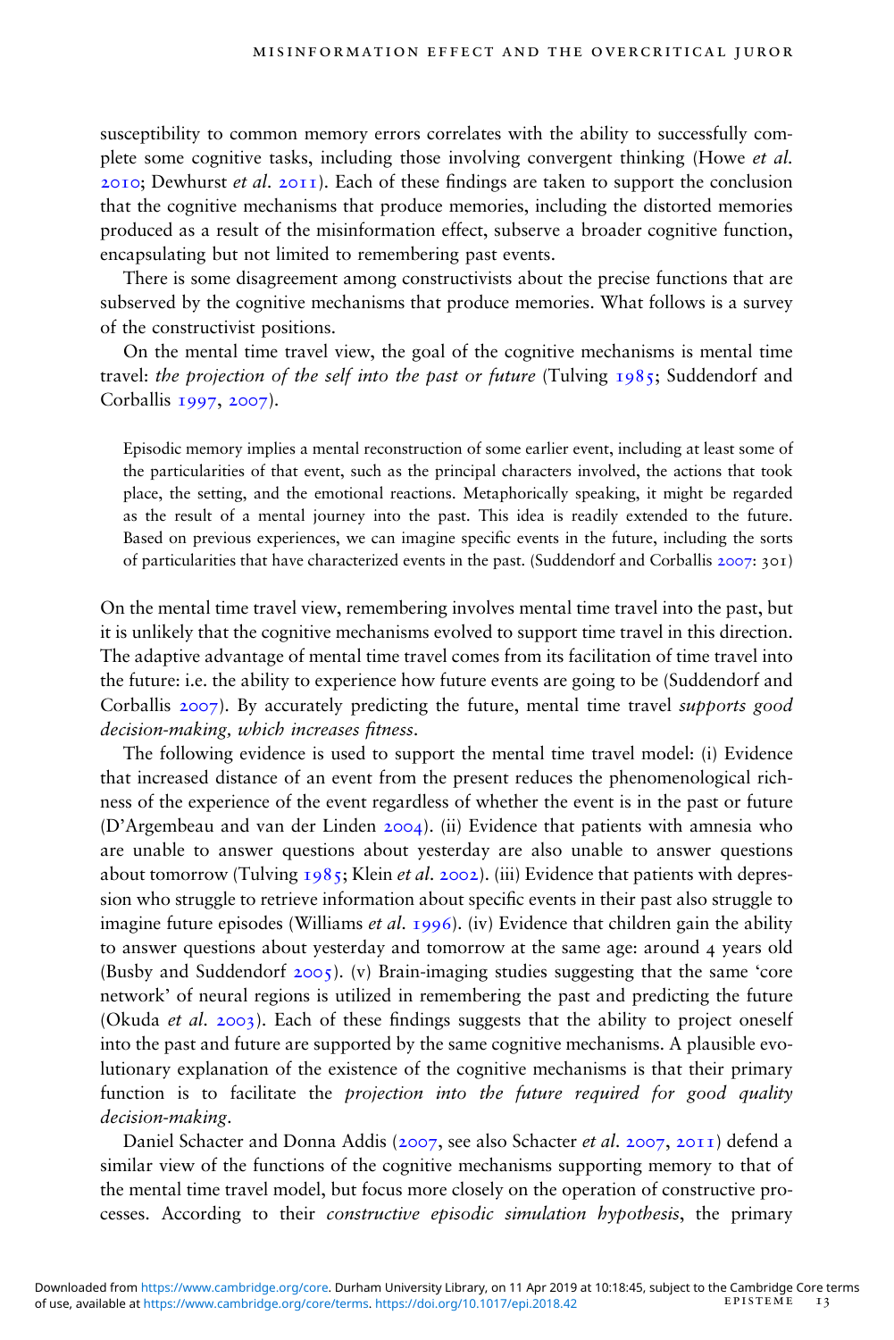susceptibility to common memory errors correlates with the ability to successfully complete some cognitive tasks, including those involving convergent thinking (Howe *et al.* 2010; Dewhurst *et al.* 2011). Each of these findings are taken to support the conclusion that the cognitive mechanisms that produce memories, including the distorted memories produced as a result of the misinformation effect, subserve a broader cognitive function, encapsulating but not limited to remembering past events.

There is some disagreement among constructivists about the precise functions that are subserved by the cognitive mechanisms that produce memories. What follows is a survey of the constructivist positions.

On the mental time travel view, the goal of the cognitive mechanisms is mental time travel: *the projection of the self into the past or future* (Tulving 1985; Suddendorf and Corballis 1997, 2007).

> Episodic memory implies a mental reconstruction of some earlier event, including at least some of the particularities of that event, such as the principal characters involved, the actions that took place, the setting, and the emotional reactions. Metaphorically speaking, it might be regarded as the result of a mental journey into the past. This idea is readily extended to the future. Based on previous experiences, we can imagine specific events in the future, including the sorts of particularities that have characterized events in the past. (Suddendorf and Corballis 2007: 301)

On the mental time travel view, remembering involves mental time travel into the past, but it is unlikely that the cognitive mechanisms evolved to support time travel in this direction. The adaptive advantage of mental time travel comes from its facilitation of time travel into the future: i.e. the ability to experience how future events are going to be (Suddendorf and Corballis 2007). By accurately predicting the future, mental time travel *supports good decision-making, which increases fitness*.

The following evidence is used to support the mental time travel model: (i) Evidence that increased distance of an event from the present reduces the phenomenological richness of the experience of the event regardless of whether the event is in the past or future (D'Argembeau and van der Linden 2004). (ii) Evidence that patients with amnesia who are unable to answer questions about yesterday are also unable to answer questions about tomorrow (Tulving 1985; Klein *et al.* 2002). (iii) Evidence that patients with depression who struggle to retrieve information about specific events in their past also struggle to imagine future episodes (Williams *et al.* 1996). (iv) Evidence that children gain the ability to answer questions about yesterday and tomorrow at the same age: around 4 years old (Busby and Suddendorf 2005). (v) Brain-imaging studies suggesting that the same 'core network' of neural regions is utilized in remembering the past and predicting the future (Okuda *et al.* 2003). Each of these findings suggests that the ability to project oneself into the past and future are supported by the same cognitive mechanisms. A plausible evolutionary explanation of the existence of the cognitive mechanisms is that their primary function is to facilitate the *projection into the future required for good quality decision-making*.

Daniel Schacter and Donna Addis (2007, see also Schacter *et al.* 2007, 2011) defend a similar view of the functions of the cognitive mechanisms supporting memory to that of the mental time travel model, but focus more closely on the operation of constructive processes. According to their *constructive episodic simulation hypothesis*, the primary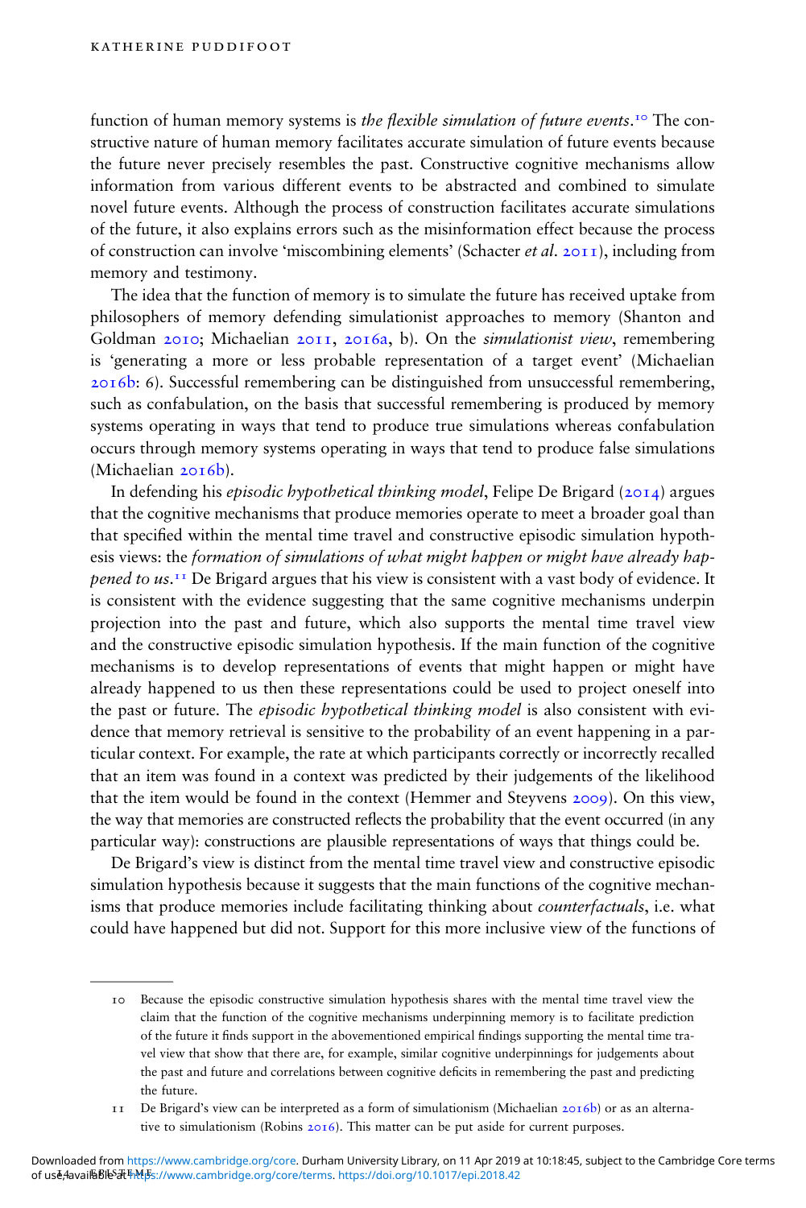function of human memory systems is *the flexible simulation of future events*.[10] The constructive nature of human memory facilitates accurate simulation of future events because the future never precisely resembles the past. Constructive cognitive mechanisms allow information from various different events to be abstracted and combined to simulate novel future events. Although the process of construction facilitates accurate simulations of the future, it also explains errors such as the misinformation effect because the process of construction can involve 'miscombining elements' (Schacter *et al.* 2011), including from memory and testimony.

The idea that the function of memory is to simulate the future has received uptake from philosophers of memory defending simulationist approaches to memory (Shanton and Goldman 2010; Michaelian 2011, 2016a, b). On the *simulationist view*, remembering is 'generating a more or less probable representation of a target event' (Michaelian 2016b: 6). Successful remembering can be distinguished from unsuccessful remembering, such as confabulation, on the basis that successful remembering is produced by memory systems operating in ways that tend to produce true simulations whereas confabulation occurs through memory systems operating in ways that tend to produce false simulations (Michaelian 2016b).

In defending his *episodic hypothetical thinking model*, Felipe De Brigard (2014) argues that the cognitive mechanisms that produce memories operate to meet a broader goal than that specified within the mental time travel and constructive episodic simulation hypothesis views: the *formation of simulations of what might happen or might have already happened to us*.[11] De Brigard argues that his view is consistent with a vast body of evidence. It is consistent with the evidence suggesting that the same cognitive mechanisms underpin projection into the past and future, which also supports the mental time travel view and the constructive episodic simulation hypothesis. If the main function of the cognitive mechanisms is to develop representations of events that might happen or might have already happened to us then these representations could be used to project oneself into the past or future. The *episodic hypothetical thinking model* is also consistent with evidence that memory retrieval is sensitive to the probability of an event happening in a particular context. For example, the rate at which participants correctly or incorrectly recalled that an item was found in a context was predicted by their judgements of the likelihood that the item would be found in the context (Hemmer and Steyvens 2009). On this view, the way that memories are constructed reflects the probability that the event occurred (in any particular way): constructions are plausible representations of ways that things could be.

De Brigard's view is distinct from the mental time travel view and constructive episodic simulation hypothesis because it suggests that the main functions of the cognitive mechanisms that produce memories include facilitating thinking about *counterfactuals*, i.e. what could have happened but did not. Support for this more inclusive view of the functions of

---

10 Because the episodic constructive simulation hypothesis shares with the mental time travel view the claim that the function of the cognitive mechanisms underpinning memory is to facilitate prediction of the future it finds support in the abovementioned empirical findings supporting the mental time travel view that show that there are, for example, similar cognitive underpinnings for judgements about the past and future and correlations between cognitive deficits in remembering the past and predicting the future.

11 De Brigard's view can be interpreted as a form of simulationism (Michaelian 2016b) or as an alternative to simulationism (Robins 2016). This matter can be put aside for current purposes.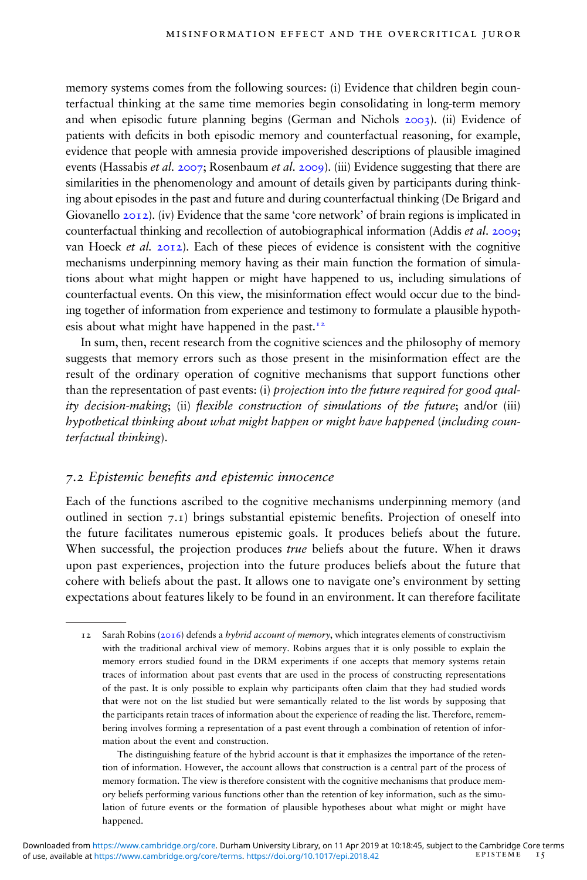memory systems comes from the following sources: (i) Evidence that children begin counterfactual thinking at the same time memories begin consolidating in long-term memory and when episodic future planning begins (German and Nichols 2003). (ii) Evidence of patients with deficits in both episodic memory and counterfactual reasoning, for example, evidence that people with amnesia provide impoverished descriptions of plausible imagined events (Hassabis *et al.* 2007; Rosenbaum *et al.* 2009). (iii) Evidence suggesting that there are similarities in the phenomenology and amount of details given by participants during thinking about episodes in the past and future and during counterfactual thinking (De Brigard and Giovanello 2012). (iv) Evidence that the same 'core network' of brain regions is implicated in counterfactual thinking and recollection of autobiographical information (Addis *et al.* 2009; van Hoeck *et al.* 2012). Each of these pieces of evidence is consistent with the cognitive mechanisms underpinning memory having as their main function the formation of simulations about what might happen or might have happened to us, including simulations of counterfactual events. On this view, the misinformation effect would occur due to the binding together of information from experience and testimony to formulate a plausible hypothesis about what might have happened in the past.[12]

In sum, then, recent research from the cognitive sciences and the philosophy of memory suggests that memory errors such as those present in the misinformation effect are the result of the ordinary operation of cognitive mechanisms that support functions other than the representation of past events: (i) *projection into the future required for good quality decision-making*; (ii) *flexible construction of simulations of the future*; and/or (iii) *hypothetical thinking about what might happen or might have happened* (*including counterfactual thinking*).

## 7.2 Epistemic benefits and epistemic innocence

Each of the functions ascribed to the cognitive mechanisms underpinning memory (and outlined in section 7.1) brings substantial epistemic benefits. Projection of oneself into the future facilitates numerous epistemic goals. It produces beliefs about the future. When successful, the projection produces *true* beliefs about the future. When it draws upon past experiences, projection into the future produces beliefs about the future that cohere with beliefs about the past. It allows one to navigate one's environment by setting expectations about features likely to be found in an environment. It can therefore facilitate

---

12 Sarah Robins (2016) defends a *hybrid account of memory*, which integrates elements of constructivism with the traditional archival view of memory. Robins argues that it is only possible to explain the memory errors studied found in the DRM experiments if one accepts that memory systems retain traces of information about past events that are used in the process of constructing representations of the past. It is only possible to explain why participants often claim that they had studied words that were not on the list studied but were semantically related to the list words by supposing that the participants retain traces of information about the experience of reading the list. Therefore, remembering involves forming a representation of a past event through a combination of retention of information about the event and construction.

The distinguishing feature of the hybrid account is that it emphasizes the importance of the retention of information. However, the account allows that construction is a central part of the process of memory formation. The view is therefore consistent with the cognitive mechanisms that produce memory beliefs performing various functions other than the retention of key information, such as the simulation of future events or the formation of plausible hypotheses about what might or might have happened.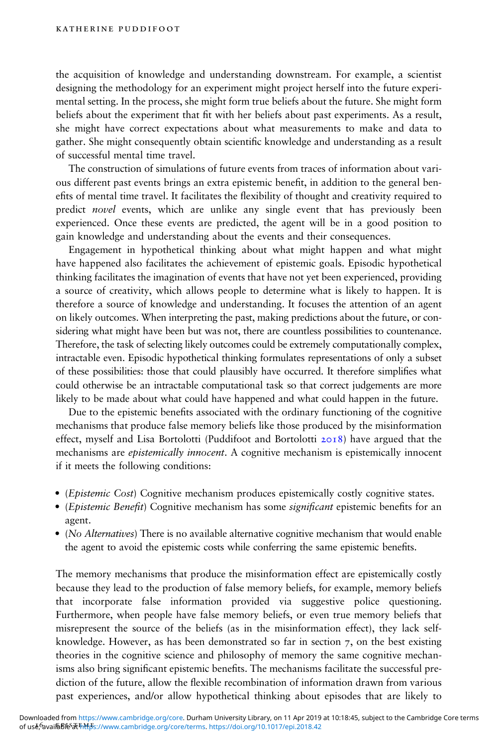the acquisition of knowledge and understanding downstream. For example, a scientist designing the methodology for an experiment might project herself into the future experimental setting. In the process, she might form true beliefs about the future. She might form beliefs about the experiment that fit with her beliefs about past experiments. As a result, she might have correct expectations about what measurements to make and data to gather. She might consequently obtain scientific knowledge and understanding as a result of successful mental time travel.

The construction of simulations of future events from traces of information about various different past events brings an extra epistemic benefit, in addition to the general benefits of mental time travel. It facilitates the flexibility of thought and creativity required to predict *novel* events, which are unlike any single event that has previously been experienced. Once these events are predicted, the agent will be in a good position to gain knowledge and understanding about the events and their consequences.

Engagement in hypothetical thinking about what might happen and what might have happened also facilitates the achievement of epistemic goals. Episodic hypothetical thinking facilitates the imagination of events that have not yet been experienced, providing a source of creativity, which allows people to determine what is likely to happen. It is therefore a source of knowledge and understanding. It focuses the attention of an agent on likely outcomes. When interpreting the past, making predictions about the future, or considering what might have been but was not, there are countless possibilities to countenance. Therefore, the task of selecting likely outcomes could be extremely computationally complex, intractable even. Episodic hypothetical thinking formulates representations of only a subset of these possibilities: those that could plausibly have occurred. It therefore simplifies what could otherwise be an intractable computational task so that correct judgements are more likely to be made about what could have happened and what could happen in the future.

Due to the epistemic benefits associated with the ordinary functioning of the cognitive mechanisms that produce false memory beliefs like those produced by the misinformation effect, myself and Lisa Bortolotti (Puddifoot and Bortolotti 2018) have argued that the mechanisms are *epistemically innocent*. A cognitive mechanism is epistemically innocent if it meets the following conditions:

- (*Epistemic Cost*) Cognitive mechanism produces epistemically costly cognitive states.
- (*Epistemic Benefit*) Cognitive mechanism has some *significant* epistemic benefits for an agent.
- (*No Alternatives*) There is no available alternative cognitive mechanism that would enable the agent to avoid the epistemic costs while conferring the same epistemic benefits.

The memory mechanisms that produce the misinformation effect are epistemically costly because they lead to the production of false memory beliefs, for example, memory beliefs that incorporate false information provided via suggestive police questioning. Furthermore, when people have false memory beliefs, or even true memory beliefs that misrepresent the source of the beliefs (as in the misinformation effect), they lack self-knowledge. However, as has been demonstrated so far in section 7, on the best existing theories in the cognitive science and philosophy of memory the same cognitive mechanisms also bring significant epistemic benefits. The mechanisms facilitate the successful prediction of the future, allow the flexible recombination of information drawn from various past experiences, and/or allow hypothetical thinking about episodes that are likely to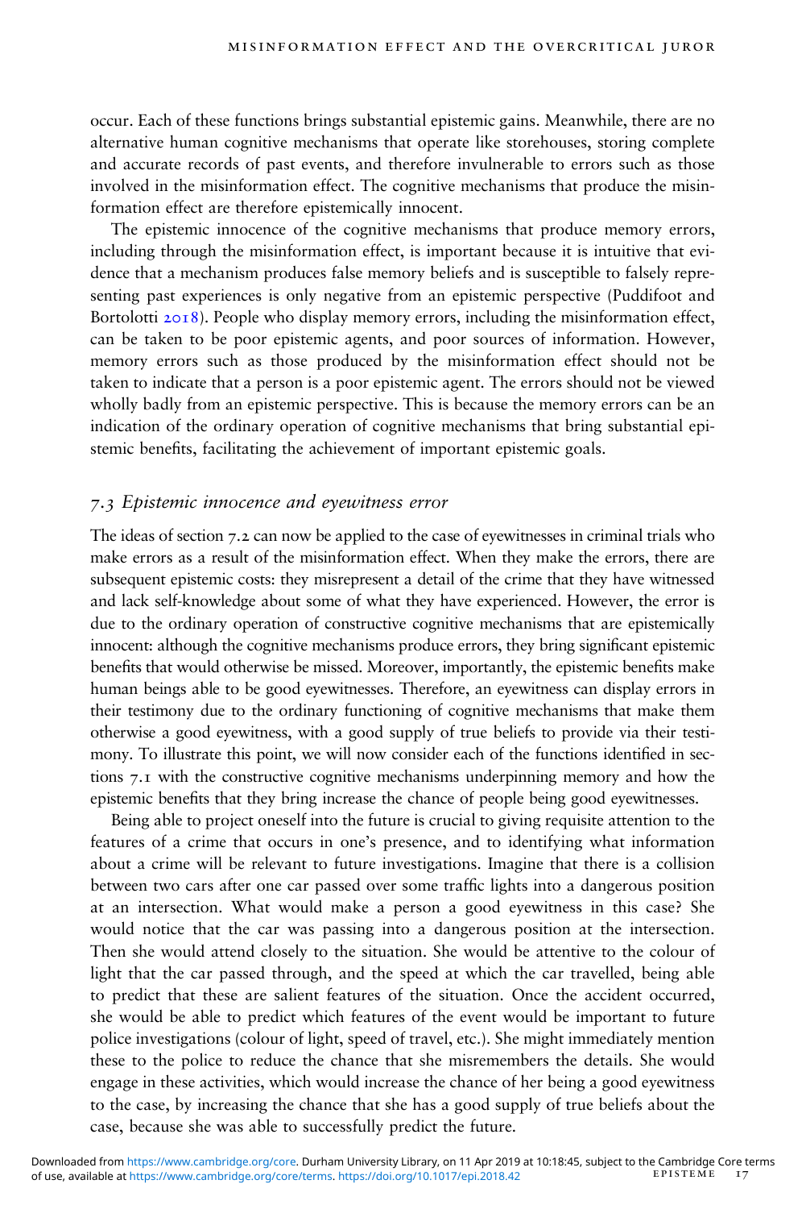occur. Each of these functions brings substantial epistemic gains. Meanwhile, there are no alternative human cognitive mechanisms that operate like storehouses, storing complete and accurate records of past events, and therefore invulnerable to errors such as those involved in the misinformation effect. The cognitive mechanisms that produce the misinformation effect are therefore epistemically innocent.

The epistemic innocence of the cognitive mechanisms that produce memory errors, including through the misinformation effect, is important because it is intuitive that evidence that a mechanism produces false memory beliefs and is susceptible to falsely representing past experiences is only negative from an epistemic perspective (Puddifoot and Bortolotti 2018). People who display memory errors, including the misinformation effect, can be taken to be poor epistemic agents, and poor sources of information. However, memory errors such as those produced by the misinformation effect should not be taken to indicate that a person is a poor epistemic agent. The errors should not be viewed wholly badly from an epistemic perspective. This is because the memory errors can be an indication of the ordinary operation of cognitive mechanisms that bring substantial epistemic benefits, facilitating the achievement of important epistemic goals.

### *7.3 Epistemic innocence and eyewitness error*

The ideas of section 7.2 can now be applied to the case of eyewitnesses in criminal trials who make errors as a result of the misinformation effect. When they make the errors, there are subsequent epistemic costs: they misrepresent a detail of the crime that they have witnessed and lack self-knowledge about some of what they have experienced. However, the error is due to the ordinary operation of constructive cognitive mechanisms that are epistemically innocent: although the cognitive mechanisms produce errors, they bring significant epistemic benefits that would otherwise be missed. Moreover, importantly, the epistemic benefits make human beings able to be good eyewitnesses. Therefore, an eyewitness can display errors in their testimony due to the ordinary functioning of cognitive mechanisms that make them otherwise a good eyewitness, with a good supply of true beliefs to provide via their testimony. To illustrate this point, we will now consider each of the functions identified in sections 7.1 with the constructive cognitive mechanisms underpinning memory and how the epistemic benefits that they bring increase the chance of people being good eyewitnesses.

Being able to project oneself into the future is crucial to giving requisite attention to the features of a crime that occurs in one's presence, and to identifying what information about a crime will be relevant to future investigations. Imagine that there is a collision between two cars after one car passed over some traffic lights into a dangerous position at an intersection. What would make a person a good eyewitness in this case? She would notice that the car was passing into a dangerous position at the intersection. Then she would attend closely to the situation. She would be attentive to the colour of light that the car passed through, and the speed at which the car travelled, being able to predict that these are salient features of the situation. Once the accident occurred, she would be able to predict which features of the event would be important to future police investigations (colour of light, speed of travel, etc.). She might immediately mention these to the police to reduce the chance that she misremembers the details. She would engage in these activities, which would increase the chance of her being a good eyewitness to the case, by increasing the chance that she has a good supply of true beliefs about the case, because she was able to successfully predict the future.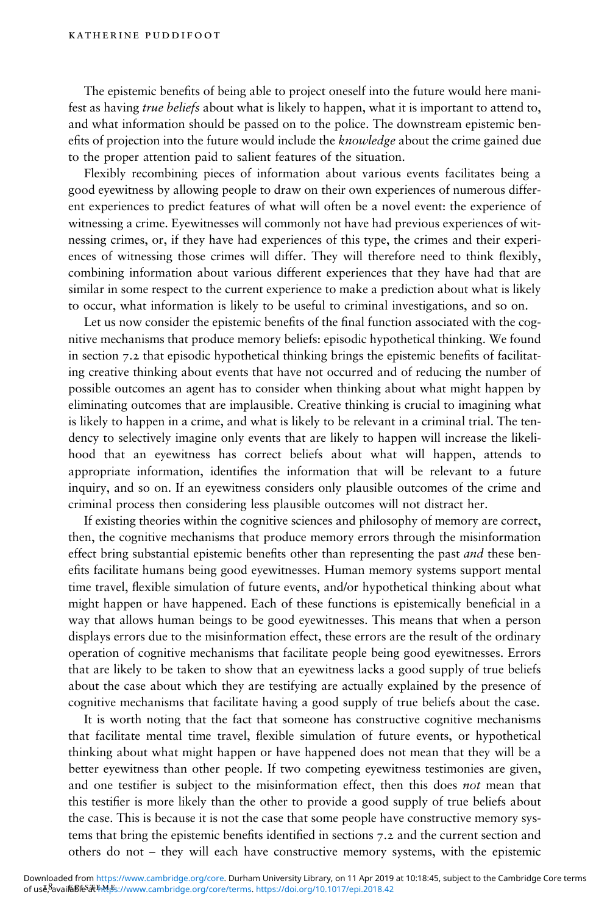The epistemic benefits of being able to project oneself into the future would here manifest as having *true beliefs* about what is likely to happen, what it is important to attend to, and what information should be passed on to the police. The downstream epistemic benefits of projection into the future would include the *knowledge* about the crime gained due to the proper attention paid to salient features of the situation.

Flexibly recombining pieces of information about various events facilitates being a good eyewitness by allowing people to draw on their own experiences of numerous different experiences to predict features of what will often be a novel event: the experience of witnessing a crime. Eyewitnesses will commonly not have had previous experiences of witnessing crimes, or, if they have had experiences of this type, the crimes and their experiences of witnessing those crimes will differ. They will therefore need to think flexibly, combining information about various different experiences that they have had that are similar in some respect to the current experience to make a prediction about what is likely to occur, what information is likely to be useful to criminal investigations, and so on.

Let us now consider the epistemic benefits of the final function associated with the cognitive mechanisms that produce memory beliefs: episodic hypothetical thinking. We found in section 7.2 that episodic hypothetical thinking brings the epistemic benefits of facilitating creative thinking about events that have not occurred and of reducing the number of possible outcomes an agent has to consider when thinking about what might happen by eliminating outcomes that are implausible. Creative thinking is crucial to imagining what is likely to happen in a crime, and what is likely to be relevant in a criminal trial. The tendency to selectively imagine only events that are likely to happen will increase the likelihood that an eyewitness has correct beliefs about what will happen, attends to appropriate information, identifies the information that will be relevant to a future inquiry, and so on. If an eyewitness considers only plausible outcomes of the crime and criminal process then considering less plausible outcomes will not distract her.

If existing theories within the cognitive sciences and philosophy of memory are correct, then, the cognitive mechanisms that produce memory errors through the misinformation effect bring substantial epistemic benefits other than representing the past *and* these benefits facilitate humans being good eyewitnesses. Human memory systems support mental time travel, flexible simulation of future events, and/or hypothetical thinking about what might happen or have happened. Each of these functions is epistemically beneficial in a way that allows human beings to be good eyewitnesses. This means that when a person displays errors due to the misinformation effect, these errors are the result of the ordinary operation of cognitive mechanisms that facilitate people being good eyewitnesses. Errors that are likely to be taken to show that an eyewitness lacks a good supply of true beliefs about the case about which they are testifying are actually explained by the presence of cognitive mechanisms that facilitate having a good supply of true beliefs about the case.

It is worth noting that the fact that someone has constructive cognitive mechanisms that facilitate mental time travel, flexible simulation of future events, or hypothetical thinking about what might happen or have happened does not mean that they will be a better eyewitness than other people. If two competing eyewitness testimonies are given, and one testifier is subject to the misinformation effect, then this does *not* mean that this testifier is more likely than the other to provide a good supply of true beliefs about the case. This is because it is not the case that some people have constructive memory systems that bring the epistemic benefits identified in sections 7.2 and the current section and others do not – they will each have constructive memory systems, with the epistemic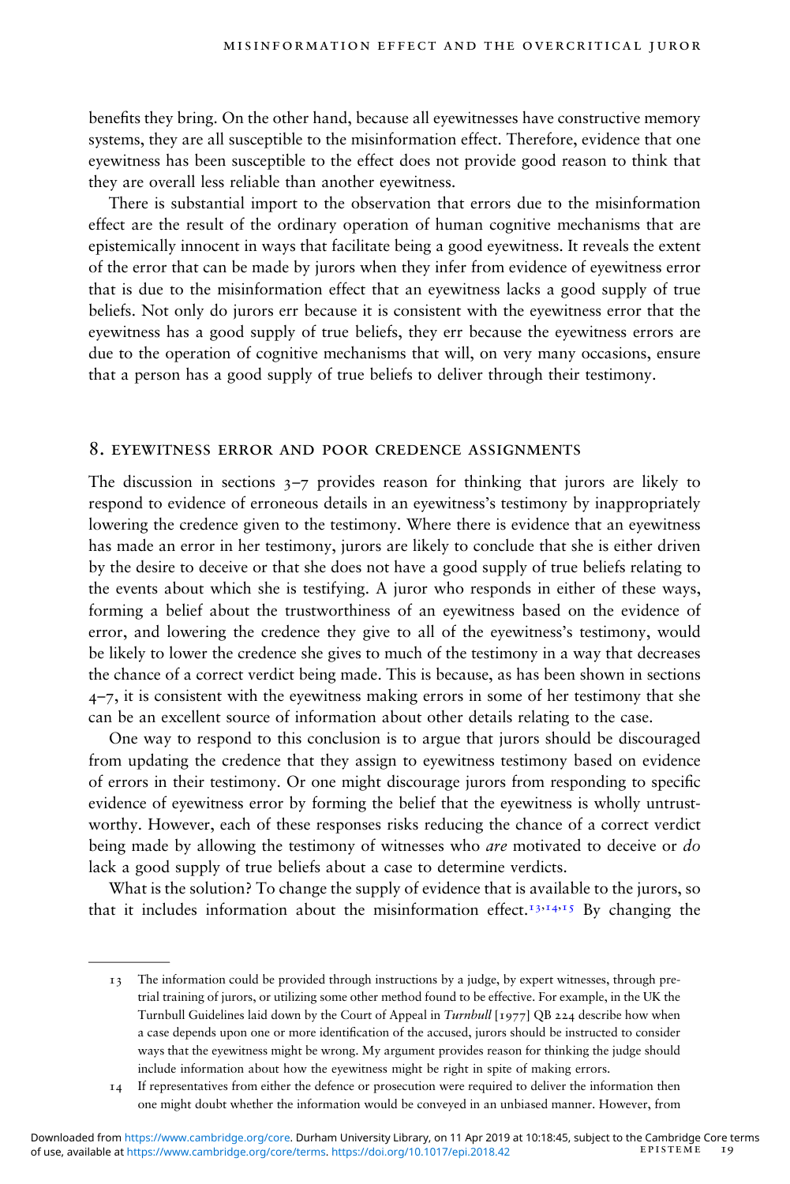benefits they bring. On the other hand, because all eyewitnesses have constructive memory systems, they are all susceptible to the misinformation effect. Therefore, evidence that one eyewitness has been susceptible to the effect does not provide good reason to think that they are overall less reliable than another eyewitness.

There is substantial import to the observation that errors due to the misinformation effect are the result of the ordinary operation of human cognitive mechanisms that are epistemically innocent in ways that facilitate being a good eyewitness. It reveals the extent of the error that can be made by jurors when they infer from evidence of eyewitness error that is due to the misinformation effect that an eyewitness lacks a good supply of true beliefs. Not only do jurors err because it is consistent with the eyewitness error that the eyewitness has a good supply of true beliefs, they err because the eyewitness errors are due to the operation of cognitive mechanisms that will, on very many occasions, ensure that a person has a good supply of true beliefs to deliver through their testimony.

## 8. Eyewitness error and poor credence assignments

The discussion in sections 3–7 provides reason for thinking that jurors are likely to respond to evidence of erroneous details in an eyewitness's testimony by inappropriately lowering the credence given to the testimony. Where there is evidence that an eyewitness has made an error in her testimony, jurors are likely to conclude that she is either driven by the desire to deceive or that she does not have a good supply of true beliefs relating to the events about which she is testifying. A juror who responds in either of these ways, forming a belief about the trustworthiness of an eyewitness based on the evidence of error, and lowering the credence they give to all of the eyewitness's testimony, would be likely to lower the credence she gives to much of the testimony in a way that decreases the chance of a correct verdict being made. This is because, as has been shown in sections 4–7, it is consistent with the eyewitness making errors in some of her testimony that she can be an excellent source of information about other details relating to the case.

One way to respond to this conclusion is to argue that jurors should be discouraged from updating the credence that they assign to eyewitness testimony based on evidence of errors in their testimony. Or one might discourage jurors from responding to specific evidence of eyewitness error by forming the belief that the eyewitness is wholly untrustworthy. However, each of these responses risks reducing the chance of a correct verdict being made by allowing the testimony of witnesses who *are* motivated to deceive or *do* lack a good supply of true beliefs about a case to determine verdicts.

What is the solution? To change the supply of evidence that is available to the jurors, so that it includes information about the misinformation effect.[13,14,15] By changing the

---

13 The information could be provided through instructions by a judge, by expert witnesses, through pre-trial training of jurors, or utilizing some other method found to be effective. For example, in the UK the Turnbull Guidelines laid down by the Court of Appeal in *Turnbull* [1977] QB 224 describe how when a case depends upon one or more identification of the accused, jurors should be instructed to consider ways that the eyewitness might be wrong. My argument provides reason for thinking the judge should include information about how the eyewitness might be right in spite of making errors.

14 If representatives from either the defence or prosecution were required to deliver the information then one might doubt whether the information would be conveyed in an unbiased manner. However, from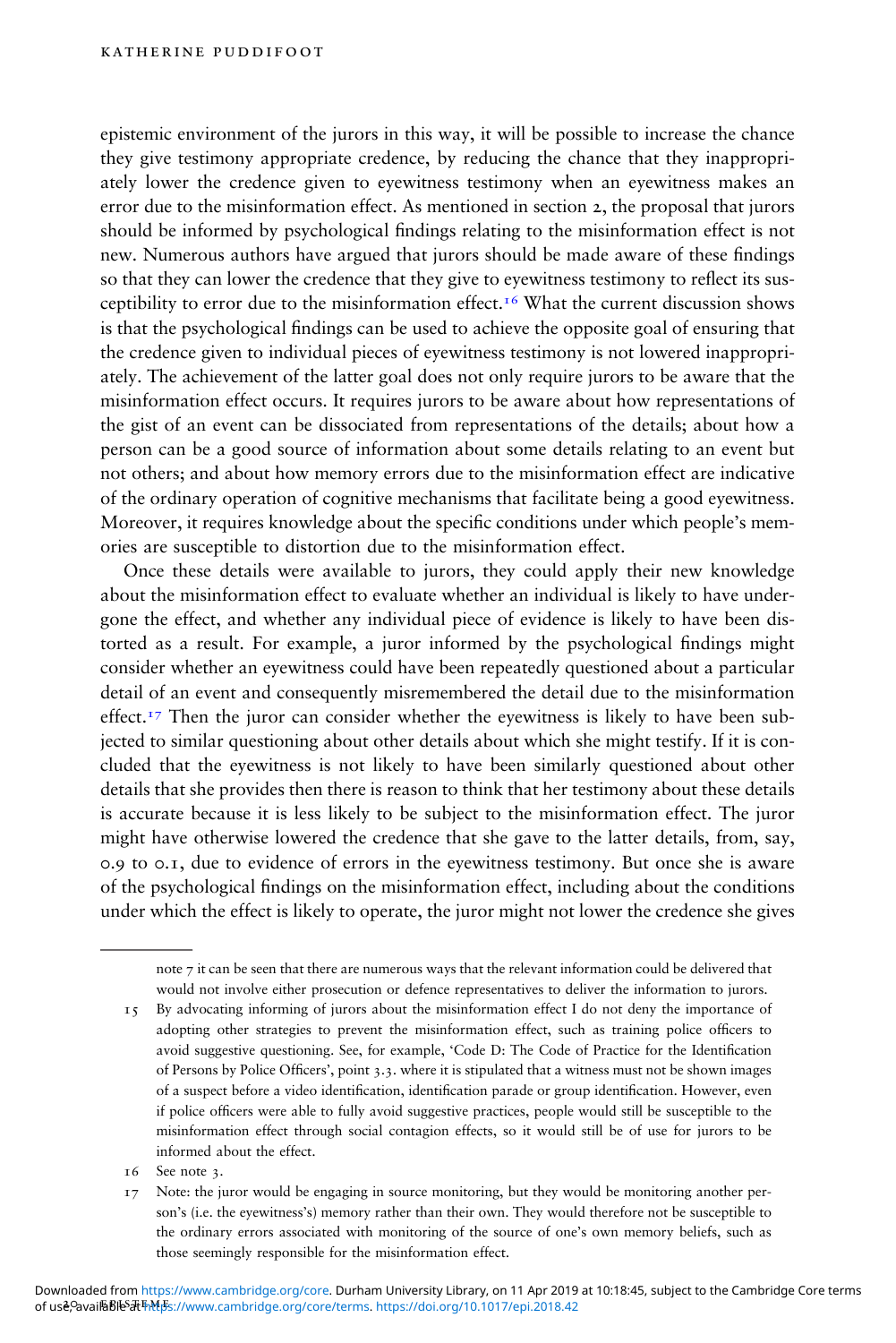epistemic environment of the jurors in this way, it will be possible to increase the chance they give testimony appropriate credence, by reducing the chance that they inappropriately lower the credence given to eyewitness testimony when an eyewitness makes an error due to the misinformation effect. As mentioned in section 2, the proposal that jurors should be informed by psychological findings relating to the misinformation effect is not new. Numerous authors have argued that jurors should be made aware of these findings so that they can lower the credence that they give to eyewitness testimony to reflect its susceptibility to error due to the misinformation effect.[16] What the current discussion shows is that the psychological findings can be used to achieve the opposite goal of ensuring that the credence given to individual pieces of eyewitness testimony is not lowered inappropriately. The achievement of the latter goal does not only require jurors to be aware that the misinformation effect occurs. It requires jurors to be aware about how representations of the gist of an event can be dissociated from representations of the details; about how a person can be a good source of information about some details relating to an event but not others; and about how memory errors due to the misinformation effect are indicative of the ordinary operation of cognitive mechanisms that facilitate being a good eyewitness. Moreover, it requires knowledge about the specific conditions under which people's memories are susceptible to distortion due to the misinformation effect.

Once these details were available to jurors, they could apply their new knowledge about the misinformation effect to evaluate whether an individual is likely to have undergone the effect, and whether any individual piece of evidence is likely to have been distorted as a result. For example, a juror informed by the psychological findings might consider whether an eyewitness could have been repeatedly questioned about a particular detail of an event and consequently misremembered the detail due to the misinformation effect.[17] Then the juror can consider whether the eyewitness is likely to have been subjected to similar questioning about other details about which she might testify. If it is concluded that the eyewitness is not likely to have been similarly questioned about other details that she provides then there is reason to think that her testimony about these details is accurate because it is less likely to be subject to the misinformation effect. The juror might have otherwise lowered the credence that she gave to the latter details, from, say, 0.9 to 0.1, due to evidence of errors in the eyewitness testimony. But once she is aware of the psychological findings on the misinformation effect, including about the conditions under which the effect is likely to operate, the juror might not lower the credence she gives

---

note 7 it can be seen that there are numerous ways that the relevant information could be delivered that would not involve either prosecution or defence representatives to deliver the information to jurors.

15 By advocating informing of jurors about the misinformation effect I do not deny the importance of adopting other strategies to prevent the misinformation effect, such as training police officers to avoid suggestive questioning. See, for example, 'Code D: The Code of Practice for the Identification of Persons by Police Officers', point 3.3. where it is stipulated that a witness must not be shown images of a suspect before a video identification, identification parade or group identification. However, even if police officers were able to fully avoid suggestive practices, people would still be susceptible to the misinformation effect through social contagion effects, so it would still be of use for jurors to be informed about the effect.

16 See note 3.

17 Note: the juror would be engaging in source monitoring, but they would be monitoring another person's (i.e. the eyewitness's) memory rather than their own. They would therefore not be susceptible to the ordinary errors associated with monitoring of the source of one's own memory beliefs, such as those seemingly responsible for the misinformation effect.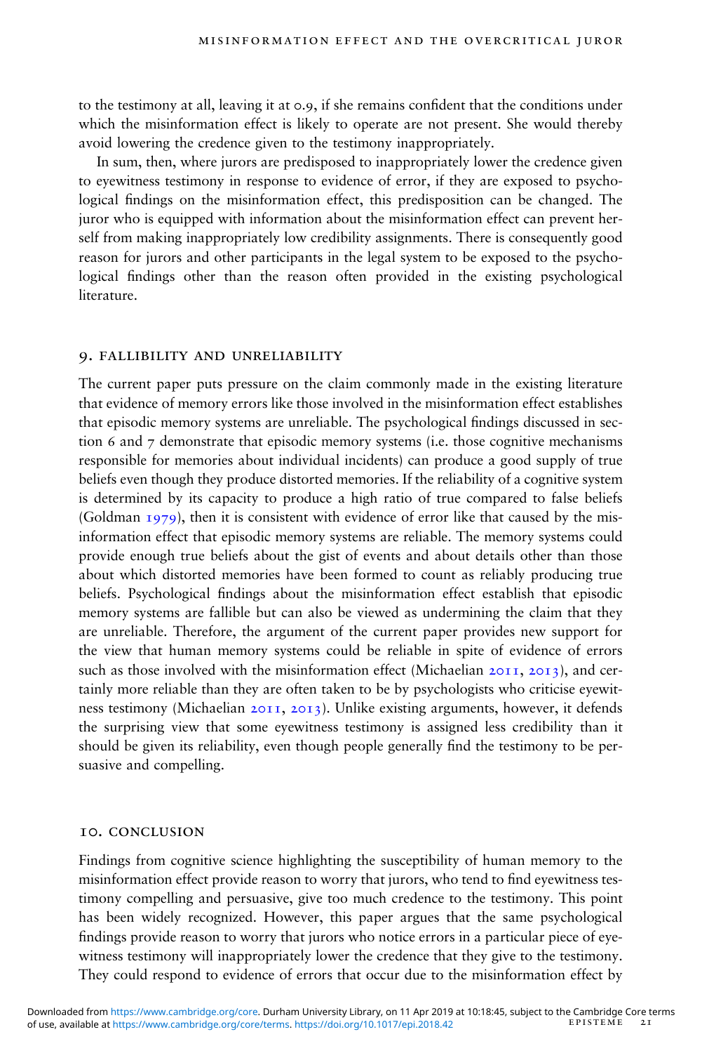to the testimony at all, leaving it at 0.9, if she remains confident that the conditions under which the misinformation effect is likely to operate are not present. She would thereby avoid lowering the credence given to the testimony inappropriately.

In sum, then, where jurors are predisposed to inappropriately lower the credence given to eyewitness testimony in response to evidence of error, if they are exposed to psychological findings on the misinformation effect, this predisposition can be changed. The juror who is equipped with information about the misinformation effect can prevent herself from making inappropriately low credibility assignments. There is consequently good reason for jurors and other participants in the legal system to be exposed to the psychological findings other than the reason often provided in the existing psychological literature.

## 9. FALLIBILITY AND UNRELIABILITY

The current paper puts pressure on the claim commonly made in the existing literature that evidence of memory errors like those involved in the misinformation effect establishes that episodic memory systems are unreliable. The psychological findings discussed in section 6 and 7 demonstrate that episodic memory systems (i.e. those cognitive mechanisms responsible for memories about individual incidents) can produce a good supply of true beliefs even though they produce distorted memories. If the reliability of a cognitive system is determined by its capacity to produce a high ratio of true compared to false beliefs (Goldman 1979), then it is consistent with evidence of error like that caused by the misinformation effect that episodic memory systems are reliable. The memory systems could provide enough true beliefs about the gist of events and about details other than those about which distorted memories have been formed to count as reliably producing true beliefs. Psychological findings about the misinformation effect establish that episodic memory systems are fallible but can also be viewed as undermining the claim that they are unreliable. Therefore, the argument of the current paper provides new support for the view that human memory systems could be reliable in spite of evidence of errors such as those involved with the misinformation effect (Michaelian 2011, 2013), and certainly more reliable than they are often taken to be by psychologists who criticise eyewitness testimony (Michaelian 2011, 2013). Unlike existing arguments, however, it defends the surprising view that some eyewitness testimony is assigned less credibility than it should be given its reliability, even though people generally find the testimony to be persuasive and compelling.

## 10. CONCLUSION

Findings from cognitive science highlighting the susceptibility of human memory to the misinformation effect provide reason to worry that jurors, who tend to find eyewitness testimony compelling and persuasive, give too much credence to the testimony. This point has been widely recognized. However, this paper argues that the same psychological findings provide reason to worry that jurors who notice errors in a particular piece of eyewitness testimony will inappropriately lower the credence that they give to the testimony. They could respond to evidence of errors that occur due to the misinformation effect by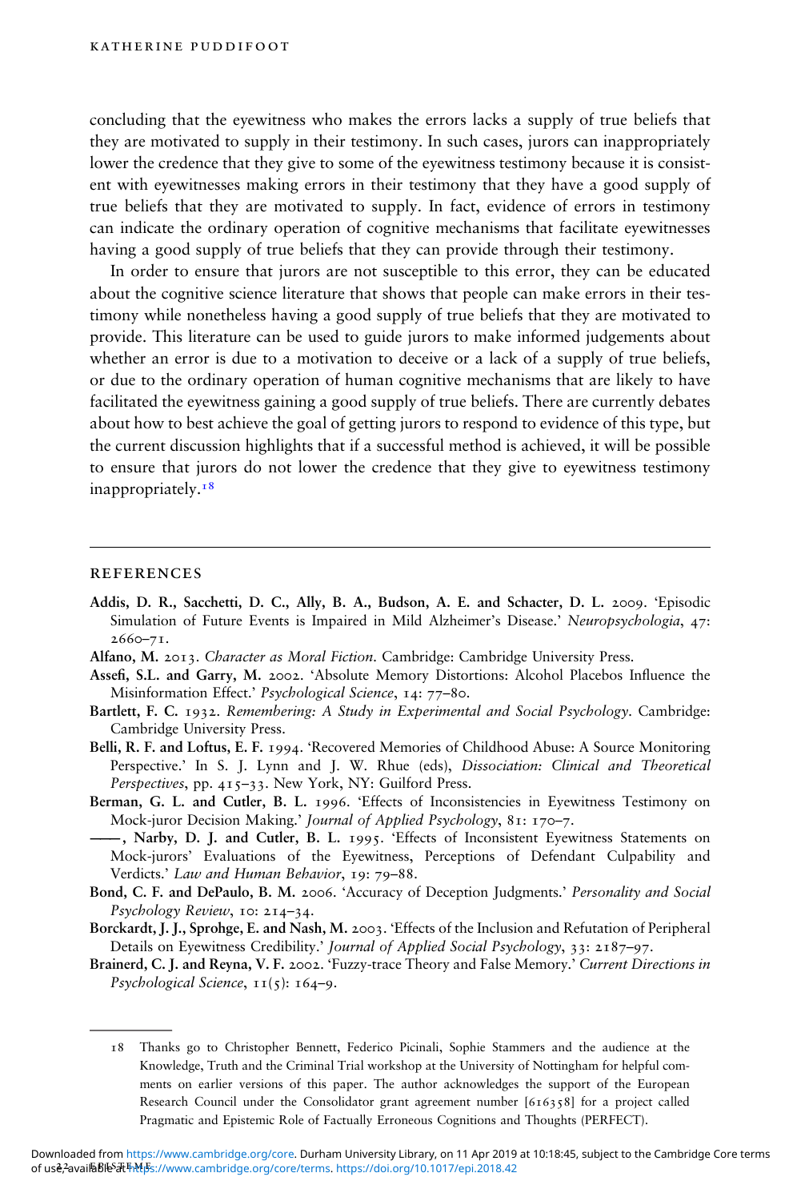concluding that the eyewitness who makes the errors lacks a supply of true beliefs that they are motivated to supply in their testimony. In such cases, jurors can inappropriately lower the credence that they give to some of the eyewitness testimony because it is consistent with eyewitnesses making errors in their testimony that they have a good supply of true beliefs that they are motivated to supply. In fact, evidence of errors in testimony can indicate the ordinary operation of cognitive mechanisms that facilitate eyewitnesses having a good supply of true beliefs that they can provide through their testimony.

In order to ensure that jurors are not susceptible to this error, they can be educated about the cognitive science literature that shows that people can make errors in their testimony while nonetheless having a good supply of true beliefs that they are motivated to provide. This literature can be used to guide jurors to make informed judgements about whether an error is due to a motivation to deceive or a lack of a supply of true beliefs, or due to the ordinary operation of human cognitive mechanisms that are likely to have facilitated the eyewitness gaining a good supply of true beliefs. There are currently debates about how to best achieve the goal of getting jurors to respond to evidence of this type, but the current discussion highlights that if a successful method is achieved, it will be possible to ensure that jurors do not lower the credence that they give to eyewitness testimony inappropriately.[18]

## REFERENCES

**Addis, D. R., Sacchetti, D. C., Ally, B. A., Budson, A. E. and Schacter, D. L.** 2009. 'Episodic Simulation of Future Events is Impaired in Mild Alzheimer's Disease.' *Neuropsychologia*, 47: 2660–71.

**Alfano, M.** 2013. *Character as Moral Fiction*. Cambridge: Cambridge University Press.

**Assefi, S.L. and Garry, M.** 2002. 'Absolute Memory Distortions: Alcohol Placebos Influence the Misinformation Effect.' *Psychological Science*, 14: 77–80.

**Bartlett, F. C.** 1932. *Remembering: A Study in Experimental and Social Psychology*. Cambridge: Cambridge University Press.

**Belli, R. F. and Loftus, E. F.** 1994. 'Recovered Memories of Childhood Abuse: A Source Monitoring Perspective.' In S. J. Lynn and J. W. Rhue (eds), *Dissociation: Clinical and Theoretical Perspectives*, pp. 415–33. New York, NY: Guilford Press.

**Berman, G. L. and Cutler, B. L.** 1996. 'Effects of Inconsistencies in Eyewitness Testimony on Mock-juror Decision Making.' *Journal of Applied Psychology*, 81: 170–7.

**——, Narby, D. J. and Cutler, B. L.** 1995. 'Effects of Inconsistent Eyewitness Statements on Mock-jurors' Evaluations of the Eyewitness, Perceptions of Defendant Culpability and Verdicts.' *Law and Human Behavior*, 19: 79–88.

**Bond, C. F. and DePaulo, B. M.** 2006. 'Accuracy of Deception Judgments.' *Personality and Social Psychology Review*, 10: 214–34.

**Borckardt, J. J., Sprohge, E. and Nash, M.** 2003. 'Effects of the Inclusion and Refutation of Peripheral Details on Eyewitness Credibility.' *Journal of Applied Social Psychology*, 33: 2187–97.

**Brainerd, C. J. and Reyna, V. F.** 2002. 'Fuzzy-trace Theory and False Memory.' *Current Directions in Psychological Science*, 11(5): 164–9.

---

18 Thanks go to Christopher Bennett, Federico Picinali, Sophie Stammers and the audience at the Knowledge, Truth and the Criminal Trial workshop at the University of Nottingham for helpful comments on earlier versions of this paper. The author acknowledges the support of the European Research Council under the Consolidator grant agreement number [616358] for a project called Pragmatic and Epistemic Role of Factually Erroneous Cognitions and Thoughts (PERFECT).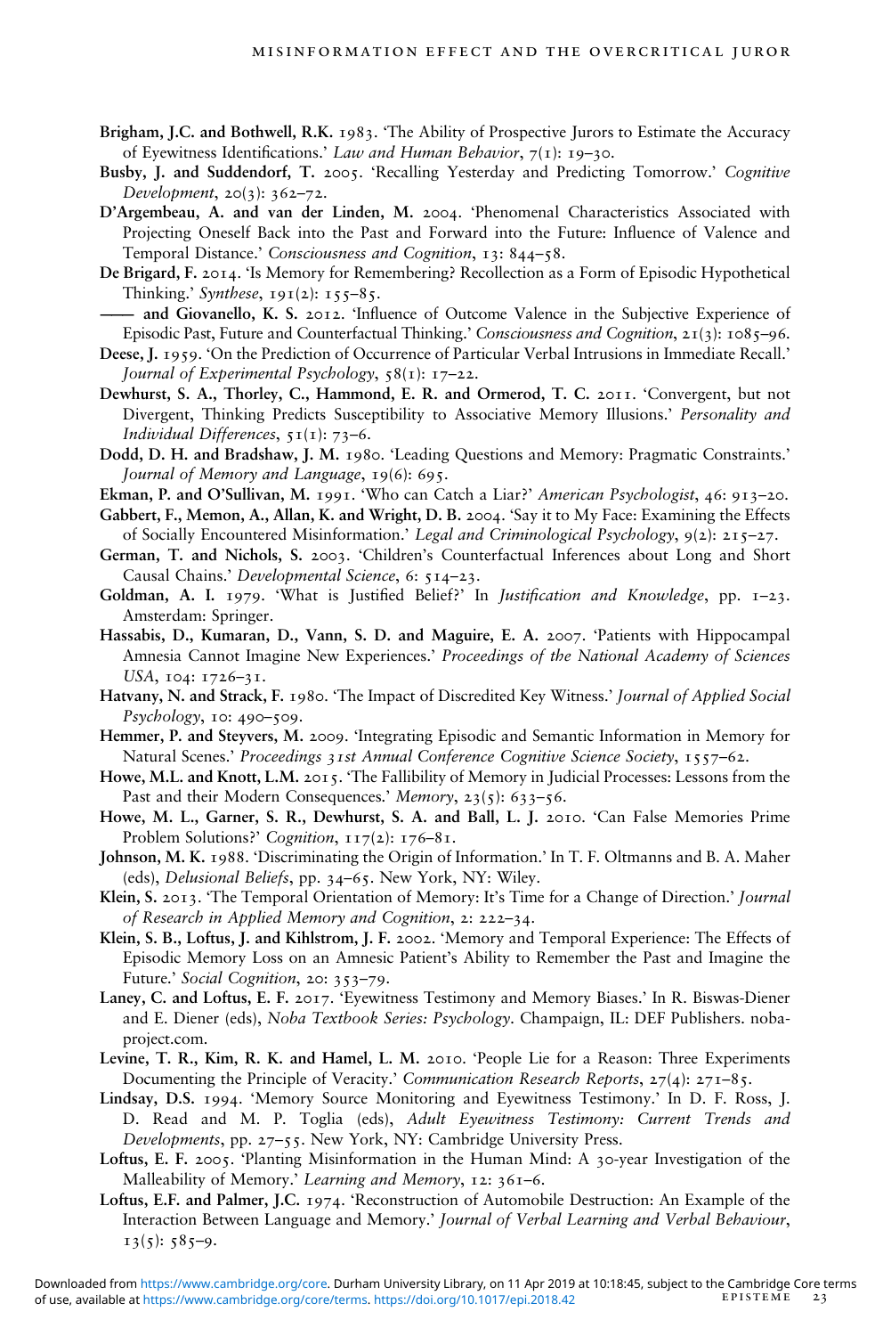**Brigham, J.C. and Bothwell, R.K.** 1983. 'The Ability of Prospective Jurors to Estimate the Accuracy of Eyewitness Identifications.' *Law and Human Behavior*, 7(1): 19–30.

**Busby, J. and Suddendorf, T.** 2005. 'Recalling Yesterday and Predicting Tomorrow.' *Cognitive Development*, 20(3): 362–72.

**D'Argembeau, A. and van der Linden, M.** 2004. 'Phenomenal Characteristics Associated with Projecting Oneself Back into the Past and Forward into the Future: Influence of Valence and Temporal Distance.' *Consciousness and Cognition*, 13: 844–58.

**De Brigard, F.** 2014. 'Is Memory for Remembering? Recollection as a Form of Episodic Hypothetical Thinking.' *Synthese*, 191(2): 155–85.

**—— and Giovanello, K. S.** 2012. 'Influence of Outcome Valence in the Subjective Experience of Episodic Past, Future and Counterfactual Thinking.' *Consciousness and Cognition*, 21(3): 1085–96.

**Deese, J.** 1959. 'On the Prediction of Occurrence of Particular Verbal Intrusions in Immediate Recall.' *Journal of Experimental Psychology*, 58(1): 17–22.

**Dewhurst, S. A., Thorley, C., Hammond, E. R. and Ormerod, T. C.** 2011. 'Convergent, but not Divergent, Thinking Predicts Susceptibility to Associative Memory Illusions.' *Personality and Individual Differences*, 51(1): 73–6.

**Dodd, D. H. and Bradshaw, J. M.** 1980. 'Leading Questions and Memory: Pragmatic Constraints.' *Journal of Memory and Language*, 19(6): 695.

**Ekman, P. and O'Sullivan, M.** 1991. 'Who can Catch a Liar?' *American Psychologist*, 46: 913–20.

**Gabbert, F., Memon, A., Allan, K. and Wright, D. B.** 2004. 'Say it to My Face: Examining the Effects of Socially Encountered Misinformation.' *Legal and Criminological Psychology*, 9(2): 215–27.

**German, T. and Nichols, S.** 2003. 'Children's Counterfactual Inferences about Long and Short Causal Chains.' *Developmental Science*, 6: 514–23.

**Goldman, A. I.** 1979. 'What is Justified Belief?' In *Justification and Knowledge*, pp. 1–23. Amsterdam: Springer.

**Hassabis, D., Kumaran, D., Vann, S. D. and Maguire, E. A.** 2007. 'Patients with Hippocampal Amnesia Cannot Imagine New Experiences.' *Proceedings of the National Academy of Sciences USA*, 104: 1726–31.

**Hatvany, N. and Strack, F.** 1980. 'The Impact of Discredited Key Witness.' *Journal of Applied Social Psychology*, 10: 490–509.

**Hemmer, P. and Steyvers, M.** 2009. 'Integrating Episodic and Semantic Information in Memory for Natural Scenes.' *Proceedings 31st Annual Conference Cognitive Science Society*, 1557–62.

**Howe, M.L. and Knott, L.M.** 2015. 'The Fallibility of Memory in Judicial Processes: Lessons from the Past and their Modern Consequences.' *Memory*, 23(5): 633–56.

**Howe, M. L., Garner, S. R., Dewhurst, S. A. and Ball, L. J.** 2010. 'Can False Memories Prime Problem Solutions?' *Cognition*, 117(2): 176–81.

**Johnson, M. K.** 1988. 'Discriminating the Origin of Information.' In T. F. Oltmanns and B. A. Maher (eds), *Delusional Beliefs*, pp. 34–65. New York, NY: Wiley.

**Klein, S.** 2013. 'The Temporal Orientation of Memory: It's Time for a Change of Direction.' *Journal of Research in Applied Memory and Cognition*, 2: 222–34.

**Klein, S. B., Loftus, J. and Kihlstrom, J. F.** 2002. 'Memory and Temporal Experience: The Effects of Episodic Memory Loss on an Amnesic Patient's Ability to Remember the Past and Imagine the Future.' *Social Cognition*, 20: 353–79.

**Laney, C. and Loftus, E. F.** 2017. 'Eyewitness Testimony and Memory Biases.' In R. Biswas-Diener and E. Diener (eds), *Noba Textbook Series: Psychology*. Champaign, IL: DEF Publishers. nobaproject.com.

**Levine, T. R., Kim, R. K. and Hamel, L. M.** 2010. 'People Lie for a Reason: Three Experiments Documenting the Principle of Veracity.' *Communication Research Reports*, 27(4): 271–85.

**Lindsay, D.S.** 1994. 'Memory Source Monitoring and Eyewitness Testimony.' In D. F. Ross, J. D. Read and M. P. Toglia (eds), *Adult Eyewitness Testimony: Current Trends and Developments*, pp. 27–55. New York, NY: Cambridge University Press.

**Loftus, E. F.** 2005. 'Planting Misinformation in the Human Mind: A 30-year Investigation of the Malleability of Memory.' *Learning and Memory*, 12: 361–6.

**Loftus, E.F. and Palmer, J.C.** 1974. 'Reconstruction of Automobile Destruction: An Example of the Interaction Between Language and Memory.' *Journal of Verbal Learning and Verbal Behaviour*, 13(5): 585–9.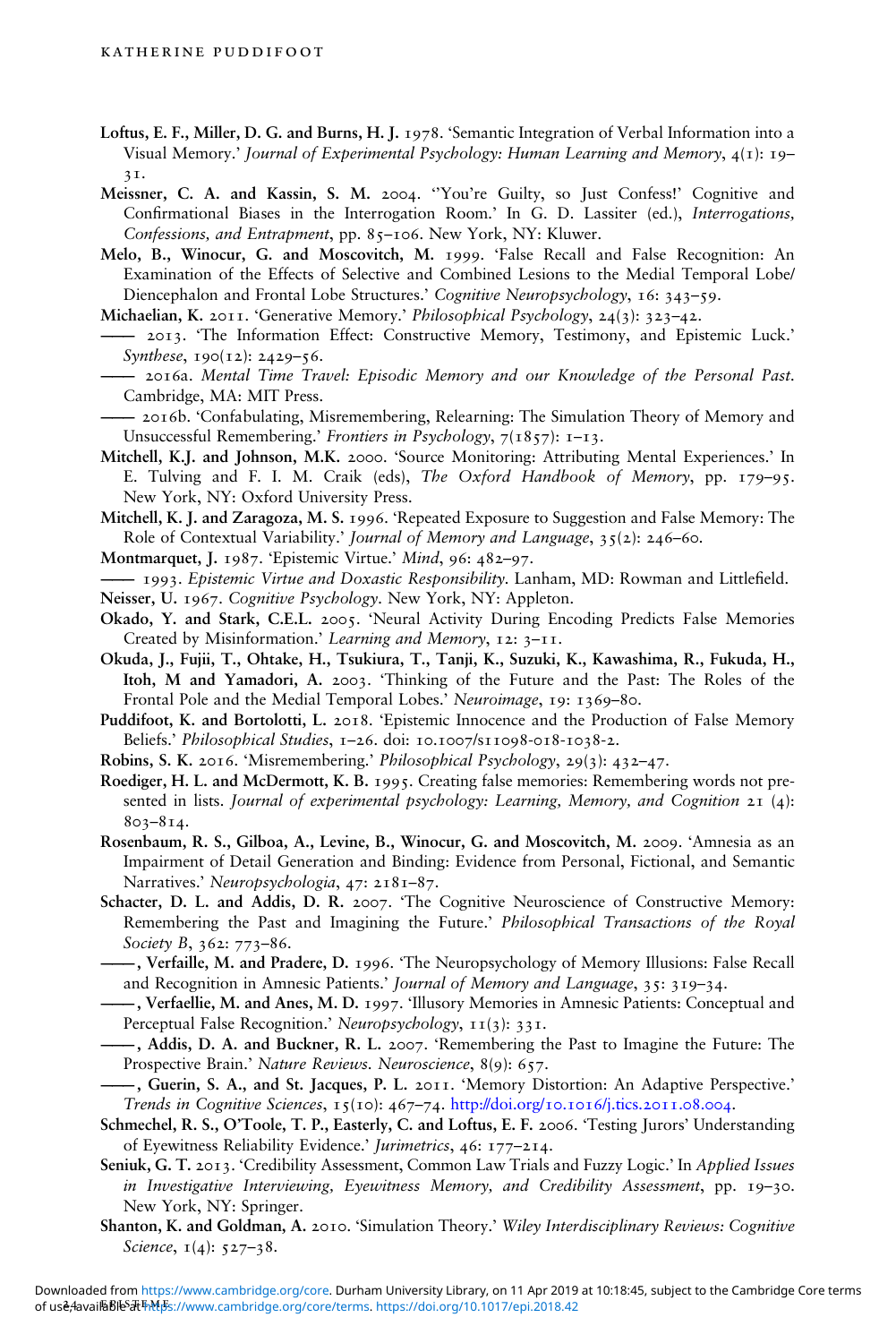**Loftus, E. F., Miller, D. G. and Burns, H. J.** 1978. 'Semantic Integration of Verbal Information into a Visual Memory.' *Journal of Experimental Psychology: Human Learning and Memory*, 4(1): 19–31.

**Meissner, C. A. and Kassin, S. M.** 2004. ''You're Guilty, so Just Confess!' Cognitive and Confirmational Biases in the Interrogation Room.' In G. D. Lassiter (ed.), *Interrogations, Confessions, and Entrapment*, pp. 85–106. New York, NY: Kluwer.

**Melo, B., Winocur, G. and Moscovitch, M.** 1999. 'False Recall and False Recognition: An Examination of the Effects of Selective and Combined Lesions to the Medial Temporal Lobe/Diencephalon and Frontal Lobe Structures.' *Cognitive Neuropsychology*, 16: 343–59.

**Michaelian, K.** 2011. 'Generative Memory.' *Philosophical Psychology*, 24(3): 323–42.

—— 2013. 'The Information Effect: Constructive Memory, Testimony, and Epistemic Luck.' *Synthese*, 190(12): 2429–56.

—— 2016a. *Mental Time Travel: Episodic Memory and our Knowledge of the Personal Past*. Cambridge, MA: MIT Press.

—— 2016b. 'Confabulating, Misremembering, Relearning: The Simulation Theory of Memory and Unsuccessful Remembering.' *Frontiers in Psychology*, 7(1857): 1–13.

**Mitchell, K.J. and Johnson, M.K.** 2000. 'Source Monitoring: Attributing Mental Experiences.' In E. Tulving and F. I. M. Craik (eds), *The Oxford Handbook of Memory*, pp. 179–95. New York, NY: Oxford University Press.

**Mitchell, K. J. and Zaragoza, M. S.** 1996. 'Repeated Exposure to Suggestion and False Memory: The Role of Contextual Variability.' *Journal of Memory and Language*, 35(2): 246–60.

**Montmarquet, J.** 1987. 'Epistemic Virtue.' *Mind*, 96: 482–97.

—— 1993. *Epistemic Virtue and Doxastic Responsibility*. Lanham, MD: Rowman and Littlefield.

**Neisser, U.** 1967. *Cognitive Psychology*. New York, NY: Appleton.

**Okado, Y. and Stark, C.E.L.** 2005. 'Neural Activity During Encoding Predicts False Memories Created by Misinformation.' *Learning and Memory*, 12: 3–11.

**Okuda, J., Fujii, T., Ohtake, H., Tsukiura, T., Tanji, K., Suzuki, K., Kawashima, R., Fukuda, H., Itoh, M and Yamadori, A.** 2003. 'Thinking of the Future and the Past: The Roles of the Frontal Pole and the Medial Temporal Lobes.' *Neuroimage*, 19: 1369–80.

**Puddifoot, K. and Bortolotti, L.** 2018. 'Epistemic Innocence and the Production of False Memory Beliefs.' *Philosophical Studies*, 1–26. doi: 10.1007/s11098-018-1038-2.

**Robins, S. K.** 2016. 'Misremembering.' *Philosophical Psychology*, 29(3): 432–47.

**Roediger, H. L. and McDermott, K. B.** 1995. Creating false memories: Remembering words not presented in lists. *Journal of experimental psychology: Learning, Memory, and Cognition* 21 (4): 803–814.

**Rosenbaum, R. S., Gilboa, A., Levine, B., Winocur, G. and Moscovitch, M.** 2009. 'Amnesia as an Impairment of Detail Generation and Binding: Evidence from Personal, Fictional, and Semantic Narratives.' *Neuropsychologia*, 47: 2181–87.

**Schacter, D. L. and Addis, D. R.** 2007. 'The Cognitive Neuroscience of Constructive Memory: Remembering the Past and Imagining the Future.' *Philosophical Transactions of the Royal Society B*, 362: 773–86.

**——, Verfaille, M. and Pradere, D.** 1996. 'The Neuropsychology of Memory Illusions: False Recall and Recognition in Amnesic Patients.' *Journal of Memory and Language*, 35: 319–34.

**——, Verfaellie, M. and Anes, M. D.** 1997. 'Illusory Memories in Amnesic Patients: Conceptual and Perceptual False Recognition.' *Neuropsychology*, 11(3): 331.

**——, Addis, D. A. and Buckner, R. L.** 2007. 'Remembering the Past to Imagine the Future: The Prospective Brain.' *Nature Reviews. Neuroscience*, 8(9): 657.

**——, Guerin, S. A., and St. Jacques, P. L.** 2011. 'Memory Distortion: An Adaptive Perspective.' *Trends in Cognitive Sciences*, 15(10): 467–74. http://doi.org/10.1016/j.tics.2011.08.004.

**Schmechel, R. S., O'Toole, T. P., Easterly, C. and Loftus, E. F.** 2006. 'Testing Jurors' Understanding of Eyewitness Reliability Evidence.' *Jurimetrics*, 46: 177–214.

**Seniuk, G. T.** 2013. 'Credibility Assessment, Common Law Trials and Fuzzy Logic.' In *Applied Issues in Investigative Interviewing, Eyewitness Memory, and Credibility Assessment*, pp. 19–30. New York, NY: Springer.

**Shanton, K. and Goldman, A.** 2010. 'Simulation Theory.' *Wiley Interdisciplinary Reviews: Cognitive Science*, 1(4): 527–38.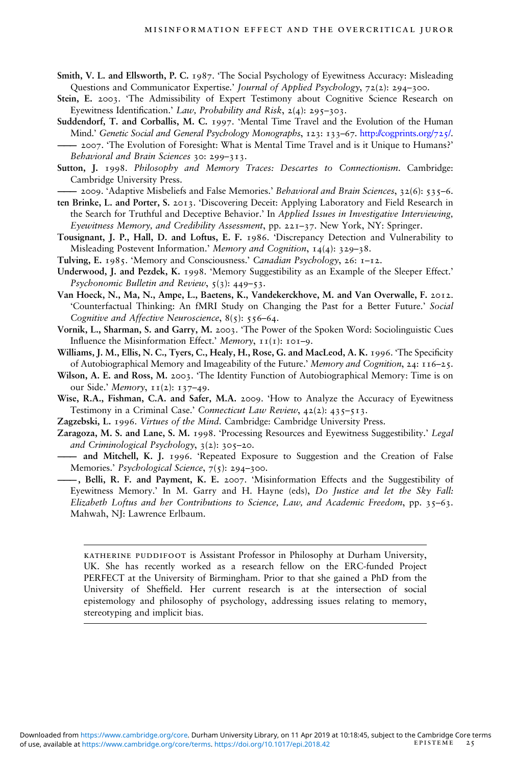**Smith, V. L. and Ellsworth, P. C.** 1987. 'The Social Psychology of Eyewitness Accuracy: Misleading Questions and Communicator Expertise.' *Journal of Applied Psychology*, 72(2): 294–300.

**Stein, E.** 2003. 'The Admissibility of Expert Testimony about Cognitive Science Research on Eyewitness Identification.' *Law, Probability and Risk*, 2(4): 295–303.

**Suddendorf, T. and Corballis, M. C.** 1997. 'Mental Time Travel and the Evolution of the Human Mind.' *Genetic Social and General Psychology Monographs*, 123: 133–67. http://cogprints.org/725/.

—— 2007. 'The Evolution of Foresight: What is Mental Time Travel and is it Unique to Humans?' *Behavioral and Brain Sciences* 30: 299–313.

**Sutton, J.** 1998. *Philosophy and Memory Traces: Descartes to Connectionism*. Cambridge: Cambridge University Press.

—— 2009. 'Adaptive Misbeliefs and False Memories.' *Behavioral and Brain Sciences*, 32(6): 535–6.

**ten Brinke, L. and Porter, S.** 2013. 'Discovering Deceit: Applying Laboratory and Field Research in the Search for Truthful and Deceptive Behavior.' In *Applied Issues in Investigative Interviewing, Eyewitness Memory, and Credibility Assessment*, pp. 221–37. New York, NY: Springer.

**Tousignant, J. P., Hall, D. and Loftus, E. F.** 1986. 'Discrepancy Detection and Vulnerability to Misleading Postevent Information.' *Memory and Cognition*, 14(4): 329–38.

**Tulving, E.** 1985. 'Memory and Consciousness.' *Canadian Psychology*, 26: 1–12.

**Underwood, J. and Pezdek, K.** 1998. 'Memory Suggestibility as an Example of the Sleeper Effect.' *Psychonomic Bulletin and Review*, 5(3): 449–53.

**Van Hoeck, N., Ma, N., Ampe, L., Baetens, K., Vandekerckhove, M. and Van Overwalle, F.** 2012. 'Counterfactual Thinking: An fMRI Study on Changing the Past for a Better Future.' *Social Cognitive and Affective Neuroscience*, 8(5): 556–64.

**Vornik, L., Sharman, S. and Garry, M.** 2003. 'The Power of the Spoken Word: Sociolinguistic Cues Influence the Misinformation Effect.' *Memory*, 11(1): 101–9.

**Williams, J. M., Ellis, N. C., Tyers, C., Healy, H., Rose, G. and MacLeod, A. K.** 1996. 'The Specificity of Autobiographical Memory and Imageability of the Future.' *Memory and Cognition*, 24: 116–25.

**Wilson, A. E. and Ross, M.** 2003. 'The Identity Function of Autobiographical Memory: Time is on our Side.' *Memory*, 11(2): 137–49.

**Wise, R.A., Fishman, C.A. and Safer, M.A.** 2009. 'How to Analyze the Accuracy of Eyewitness Testimony in a Criminal Case.' *Connecticut Law Review*, 42(2): 435–513.

**Zagzebski, L.** 1996. *Virtues of the Mind*. Cambridge: Cambridge University Press.

**Zaragoza, M. S. and Lane, S. M.** 1998. 'Processing Resources and Eyewitness Suggestibility.' *Legal and Criminological Psychology*, 3(2): 305–20.

**—— and Mitchell, K. J.** 1996. 'Repeated Exposure to Suggestion and the Creation of False Memories.' *Psychological Science*, 7(5): 294–300.

**——, Belli, R. F. and Payment, K. E.** 2007. 'Misinformation Effects and the Suggestibility of Eyewitness Memory.' In M. Garry and H. Hayne (eds), *Do Justice and let the Sky Fall: Elizabeth Loftus and her Contributions to Science, Law, and Academic Freedom*, pp. 35–63. Mahwah, NJ: Lawrence Erlbaum.

---

KATHERINE PUDDIFOOT is Assistant Professor in Philosophy at Durham University, UK. She has recently worked as a research fellow on the ERC-funded Project PERFECT at the University of Birmingham. Prior to that she gained a PhD from the University of Sheffield. Her current research is at the intersection of social epistemology and philosophy of psychology, addressing issues relating to memory, stereotyping and implicit bias.